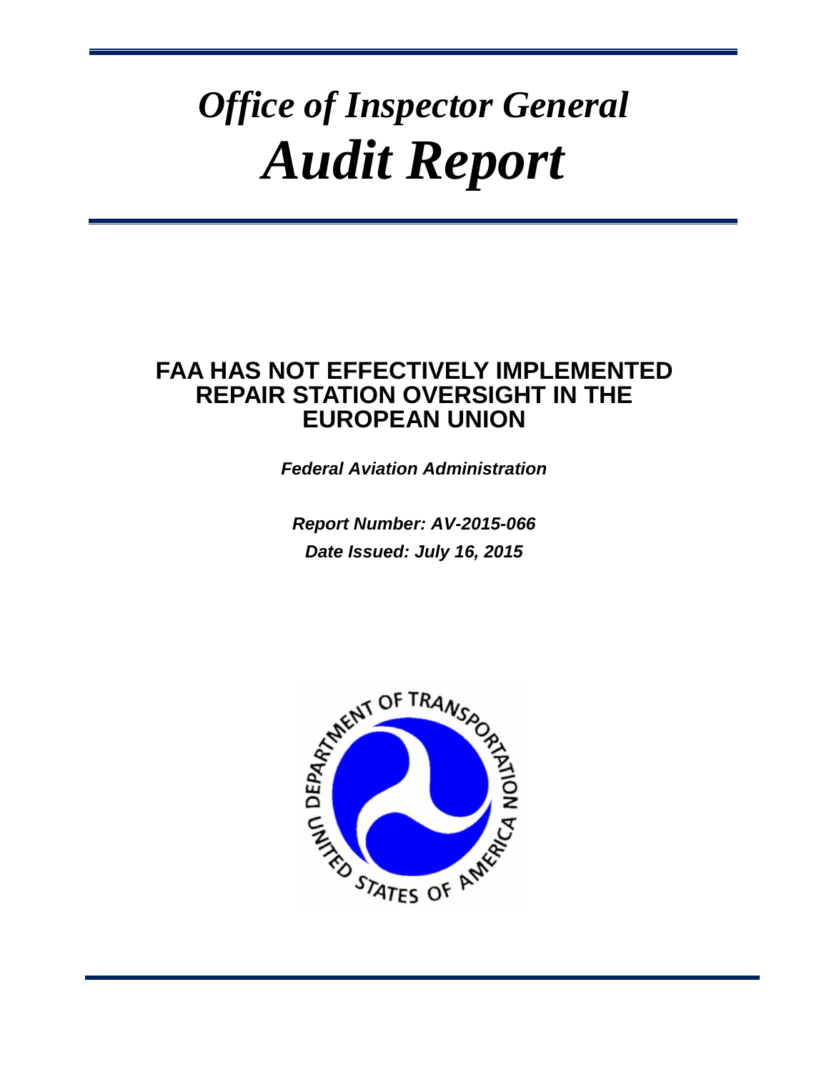# *Office of Inspector General*
# *Audit Report*

## FAA HAS NOT EFFECTIVELY IMPLEMENTED REPAIR STATION OVERSIGHT IN THE EUROPEAN UNION

***Federal Aviation Administration***

***Report Number: AV-2015-066***

***Date Issued: July 16, 2015***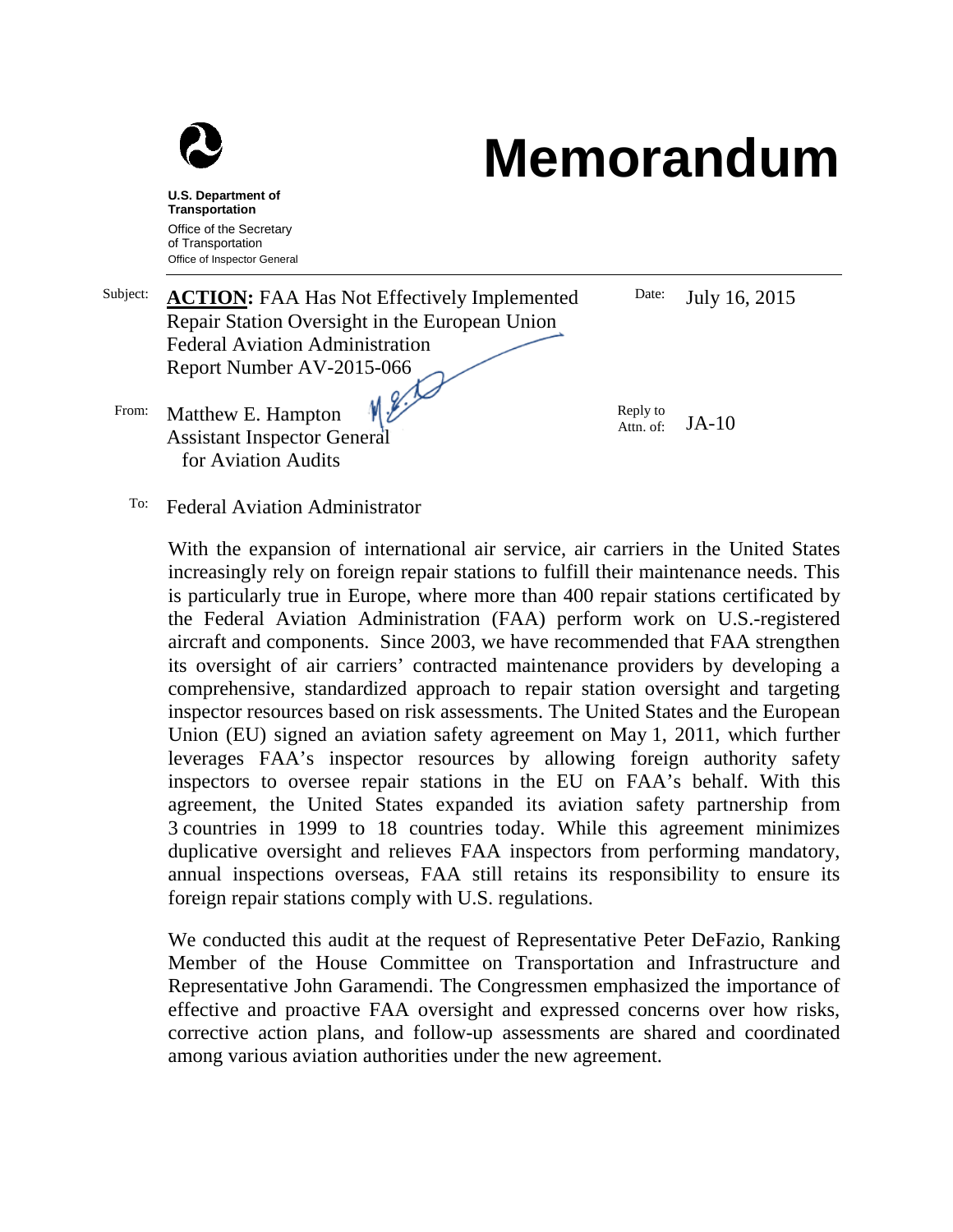# Memorandum

**U.S. Department of Transportation**
Office of the Secretary of Transportation
Office of Inspector General

Subject: **ACTION:** FAA Has Not Effectively Implemented Repair Station Oversight in the European Union
Federal Aviation Administration
Report Number AV-2015-066

Date: July 16, 2015

From: Matthew E. Hampton
Assistant Inspector General for Aviation Audits

Reply to Attn. of: JA-10

To: Federal Aviation Administrator

With the expansion of international air service, air carriers in the United States increasingly rely on foreign repair stations to fulfill their maintenance needs. This is particularly true in Europe, where more than 400 repair stations certificated by the Federal Aviation Administration (FAA) perform work on U.S.-registered aircraft and components. Since 2003, we have recommended that FAA strengthen its oversight of air carriers' contracted maintenance providers by developing a comprehensive, standardized approach to repair station oversight and targeting inspector resources based on risk assessments. The United States and the European Union (EU) signed an aviation safety agreement on May 1, 2011, which further leverages FAA's inspector resources by allowing foreign authority safety inspectors to oversee repair stations in the EU on FAA's behalf. With this agreement, the United States expanded its aviation safety partnership from 3 countries in 1999 to 18 countries today. While this agreement minimizes duplicative oversight and relieves FAA inspectors from performing mandatory, annual inspections overseas, FAA still retains its responsibility to ensure its foreign repair stations comply with U.S. regulations.

We conducted this audit at the request of Representative Peter DeFazio, Ranking Member of the House Committee on Transportation and Infrastructure and Representative John Garamendi. The Congressmen emphasized the importance of effective and proactive FAA oversight and expressed concerns over how risks, corrective action plans, and follow-up assessments are shared and coordinated among various aviation authorities under the new agreement.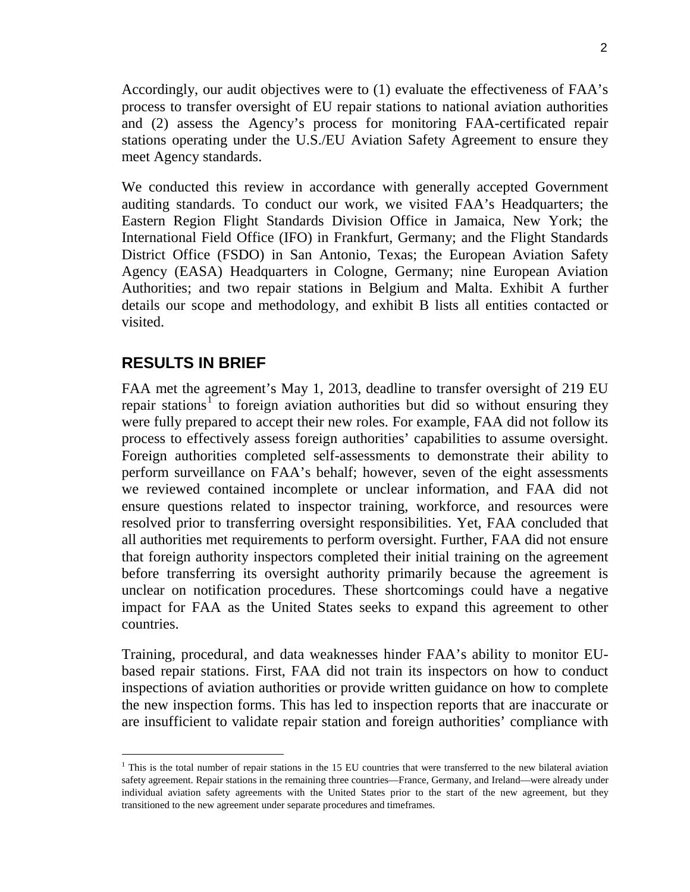Accordingly, our audit objectives were to (1) evaluate the effectiveness of FAA's process to transfer oversight of EU repair stations to national aviation authorities and (2) assess the Agency's process for monitoring FAA-certificated repair stations operating under the U.S./EU Aviation Safety Agreement to ensure they meet Agency standards.

We conducted this review in accordance with generally accepted Government auditing standards. To conduct our work, we visited FAA's Headquarters; the Eastern Region Flight Standards Division Office in Jamaica, New York; the International Field Office (IFO) in Frankfurt, Germany; and the Flight Standards District Office (FSDO) in San Antonio, Texas; the European Aviation Safety Agency (EASA) Headquarters in Cologne, Germany; nine European Aviation Authorities; and two repair stations in Belgium and Malta. Exhibit A further details our scope and methodology, and exhibit B lists all entities contacted or visited.

## RESULTS IN BRIEF

FAA met the agreement's May 1, 2013, deadline to transfer oversight of 219 EU repair stations[1] to foreign aviation authorities but did so without ensuring they were fully prepared to accept their new roles. For example, FAA did not follow its process to effectively assess foreign authorities' capabilities to assume oversight. Foreign authorities completed self-assessments to demonstrate their ability to perform surveillance on FAA's behalf; however, seven of the eight assessments we reviewed contained incomplete or unclear information, and FAA did not ensure questions related to inspector training, workforce, and resources were resolved prior to transferring oversight responsibilities. Yet, FAA concluded that all authorities met requirements to perform oversight. Further, FAA did not ensure that foreign authority inspectors completed their initial training on the agreement before transferring its oversight authority primarily because the agreement is unclear on notification procedures. These shortcomings could have a negative impact for FAA as the United States seeks to expand this agreement to other countries.

Training, procedural, and data weaknesses hinder FAA's ability to monitor EU-based repair stations. First, FAA did not train its inspectors on how to conduct inspections of aviation authorities or provide written guidance on how to complete the new inspection forms. This has led to inspection reports that are inaccurate or are insufficient to validate repair station and foreign authorities' compliance with

[1] This is the total number of repair stations in the 15 EU countries that were transferred to the new bilateral aviation safety agreement. Repair stations in the remaining three countries—France, Germany, and Ireland—were already under individual aviation safety agreements with the United States prior to the start of the new agreement, but they transitioned to the new agreement under separate procedures and timeframes.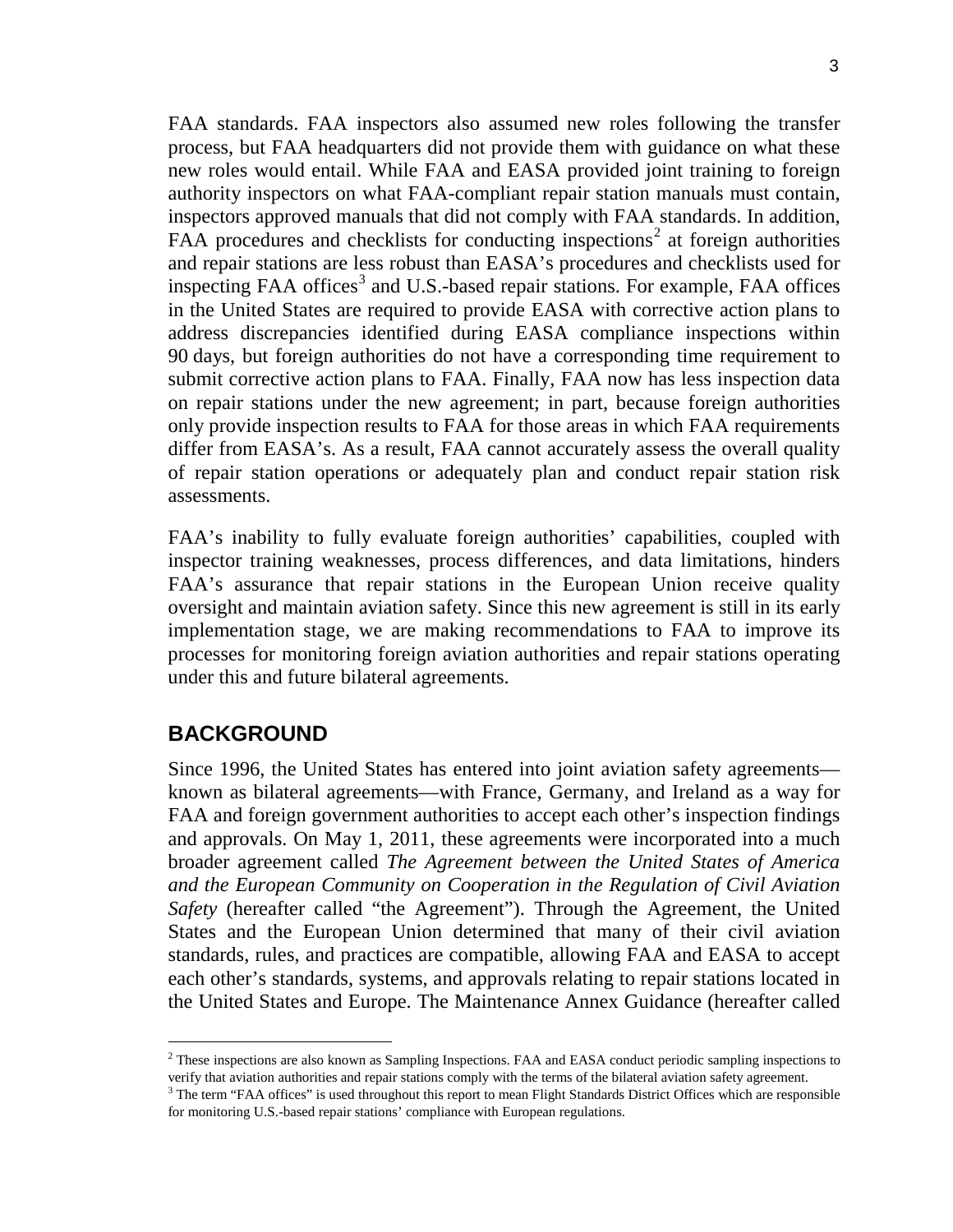FAA standards. FAA inspectors also assumed new roles following the transfer process, but FAA headquarters did not provide them with guidance on what these new roles would entail. While FAA and EASA provided joint training to foreign authority inspectors on what FAA-compliant repair station manuals must contain, inspectors approved manuals that did not comply with FAA standards. In addition, FAA procedures and checklists for conducting inspections[2] at foreign authorities and repair stations are less robust than EASA's procedures and checklists used for inspecting FAA offices[3] and U.S.-based repair stations. For example, FAA offices in the United States are required to provide EASA with corrective action plans to address discrepancies identified during EASA compliance inspections within 90 days, but foreign authorities do not have a corresponding time requirement to submit corrective action plans to FAA. Finally, FAA now has less inspection data on repair stations under the new agreement; in part, because foreign authorities only provide inspection results to FAA for those areas in which FAA requirements differ from EASA's. As a result, FAA cannot accurately assess the overall quality of repair station operations or adequately plan and conduct repair station risk assessments.

FAA's inability to fully evaluate foreign authorities' capabilities, coupled with inspector training weaknesses, process differences, and data limitations, hinders FAA's assurance that repair stations in the European Union receive quality oversight and maintain aviation safety. Since this new agreement is still in its early implementation stage, we are making recommendations to FAA to improve its processes for monitoring foreign aviation authorities and repair stations operating under this and future bilateral agreements.

## BACKGROUND

Since 1996, the United States has entered into joint aviation safety agreements—known as bilateral agreements—with France, Germany, and Ireland as a way for FAA and foreign government authorities to accept each other's inspection findings and approvals. On May 1, 2011, these agreements were incorporated into a much broader agreement called *The Agreement between the United States of America and the European Community on Cooperation in the Regulation of Civil Aviation Safety* (hereafter called "the Agreement"). Through the Agreement, the United States and the European Union determined that many of their civil aviation standards, rules, and practices are compatible, allowing FAA and EASA to accept each other's standards, systems, and approvals relating to repair stations located in the United States and Europe. The Maintenance Annex Guidance (hereafter called

---

[2] These inspections are also known as Sampling Inspections. FAA and EASA conduct periodic sampling inspections to verify that aviation authorities and repair stations comply with the terms of the bilateral aviation safety agreement.

[3] The term "FAA offices" is used throughout this report to mean Flight Standards District Offices which are responsible for monitoring U.S.-based repair stations' compliance with European regulations.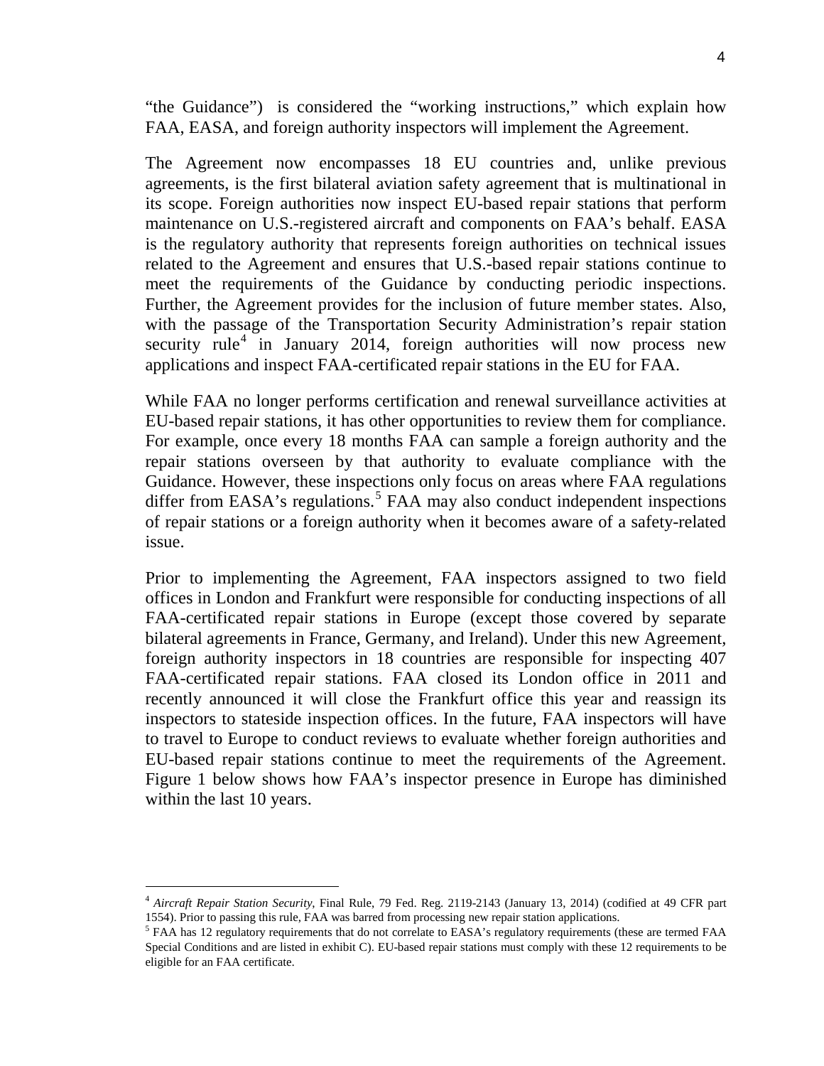"the Guidance") is considered the "working instructions," which explain how FAA, EASA, and foreign authority inspectors will implement the Agreement.

The Agreement now encompasses 18 EU countries and, unlike previous agreements, is the first bilateral aviation safety agreement that is multinational in its scope. Foreign authorities now inspect EU-based repair stations that perform maintenance on U.S.-registered aircraft and components on FAA's behalf. EASA is the regulatory authority that represents foreign authorities on technical issues related to the Agreement and ensures that U.S.-based repair stations continue to meet the requirements of the Guidance by conducting periodic inspections. Further, the Agreement provides for the inclusion of future member states. Also, with the passage of the Transportation Security Administration's repair station security rule[4] in January 2014, foreign authorities will now process new applications and inspect FAA-certificated repair stations in the EU for FAA.

While FAA no longer performs certification and renewal surveillance activities at EU-based repair stations, it has other opportunities to review them for compliance. For example, once every 18 months FAA can sample a foreign authority and the repair stations overseen by that authority to evaluate compliance with the Guidance. However, these inspections only focus on areas where FAA regulations differ from EASA's regulations.[5] FAA may also conduct independent inspections of repair stations or a foreign authority when it becomes aware of a safety-related issue.

Prior to implementing the Agreement, FAA inspectors assigned to two field offices in London and Frankfurt were responsible for conducting inspections of all FAA-certificated repair stations in Europe (except those covered by separate bilateral agreements in France, Germany, and Ireland). Under this new Agreement, foreign authority inspectors in 18 countries are responsible for inspecting 407 FAA-certificated repair stations. FAA closed its London office in 2011 and recently announced it will close the Frankfurt office this year and reassign its inspectors to stateside inspection offices. In the future, FAA inspectors will have to travel to Europe to conduct reviews to evaluate whether foreign authorities and EU-based repair stations continue to meet the requirements of the Agreement. Figure 1 below shows how FAA's inspector presence in Europe has diminished within the last 10 years.

---

[4] *Aircraft Repair Station Security*, Final Rule, 79 Fed. Reg. 2119-2143 (January 13, 2014) (codified at 49 CFR part 1554). Prior to passing this rule, FAA was barred from processing new repair station applications.

[5] FAA has 12 regulatory requirements that do not correlate to EASA's regulatory requirements (these are termed FAA Special Conditions and are listed in exhibit C). EU-based repair stations must comply with these 12 requirements to be eligible for an FAA certificate.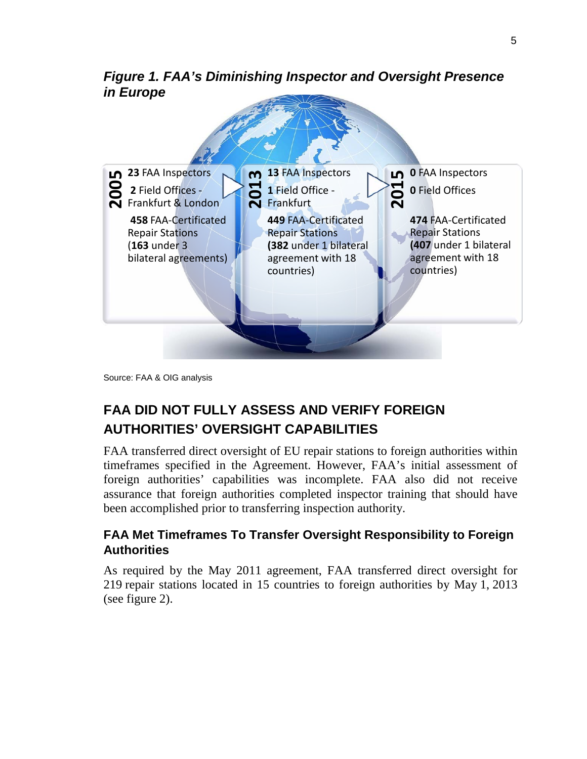***Figure 1. FAA's Diminishing Inspector and Oversight Presence in Europe***

**2005**

**23** FAA Inspectors

**2** Field Offices - Frankfurt & London

**458** FAA-Certificated Repair Stations (**163** under 3 bilateral agreements)

**2013**

**13** FAA Inspectors

**1** Field Office - Frankfurt

**449** FAA-Certificated Repair Stations **(382** under 1 bilateral agreement with 18 countries)

**2015**

**0** FAA Inspectors

**0** Field Offices

**474** FAA-Certificated Repair Stations **(407** under 1 bilateral agreement with 18 countries)

Source: FAA & OIG analysis

## FAA DID NOT FULLY ASSESS AND VERIFY FOREIGN AUTHORITIES' OVERSIGHT CAPABILITIES

FAA transferred direct oversight of EU repair stations to foreign authorities within timeframes specified in the Agreement. However, FAA's initial assessment of foreign authorities' capabilities was incomplete. FAA also did not receive assurance that foreign authorities completed inspector training that should have been accomplished prior to transferring inspection authority.

### FAA Met Timeframes To Transfer Oversight Responsibility to Foreign Authorities

As required by the May 2011 agreement, FAA transferred direct oversight for 219 repair stations located in 15 countries to foreign authorities by May 1, 2013 (see figure 2).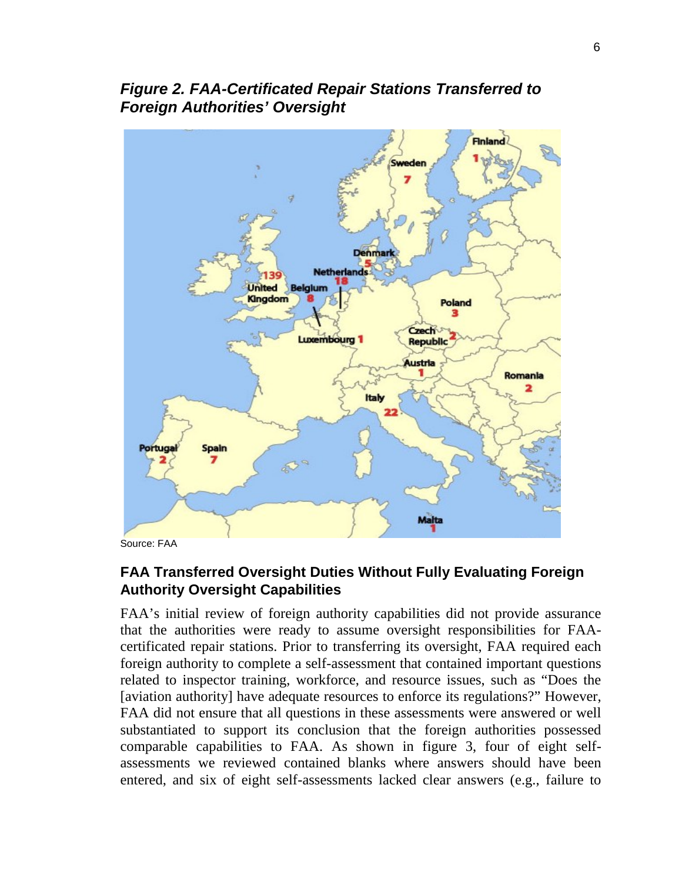***Figure 2. FAA-Certificated Repair Stations Transferred to Foreign Authorities' Oversight***

Source: FAA

## FAA Transferred Oversight Duties Without Fully Evaluating Foreign Authority Oversight Capabilities

FAA's initial review of foreign authority capabilities did not provide assurance that the authorities were ready to assume oversight responsibilities for FAA-certificated repair stations. Prior to transferring its oversight, FAA required each foreign authority to complete a self-assessment that contained important questions related to inspector training, workforce, and resource issues, such as "Does the [aviation authority] have adequate resources to enforce its regulations?" However, FAA did not ensure that all questions in these assessments were answered or well substantiated to support its conclusion that the foreign authorities possessed comparable capabilities to FAA. As shown in figure 3, four of eight self-assessments we reviewed contained blanks where answers should have been entered, and six of eight self-assessments lacked clear answers (e.g., failure to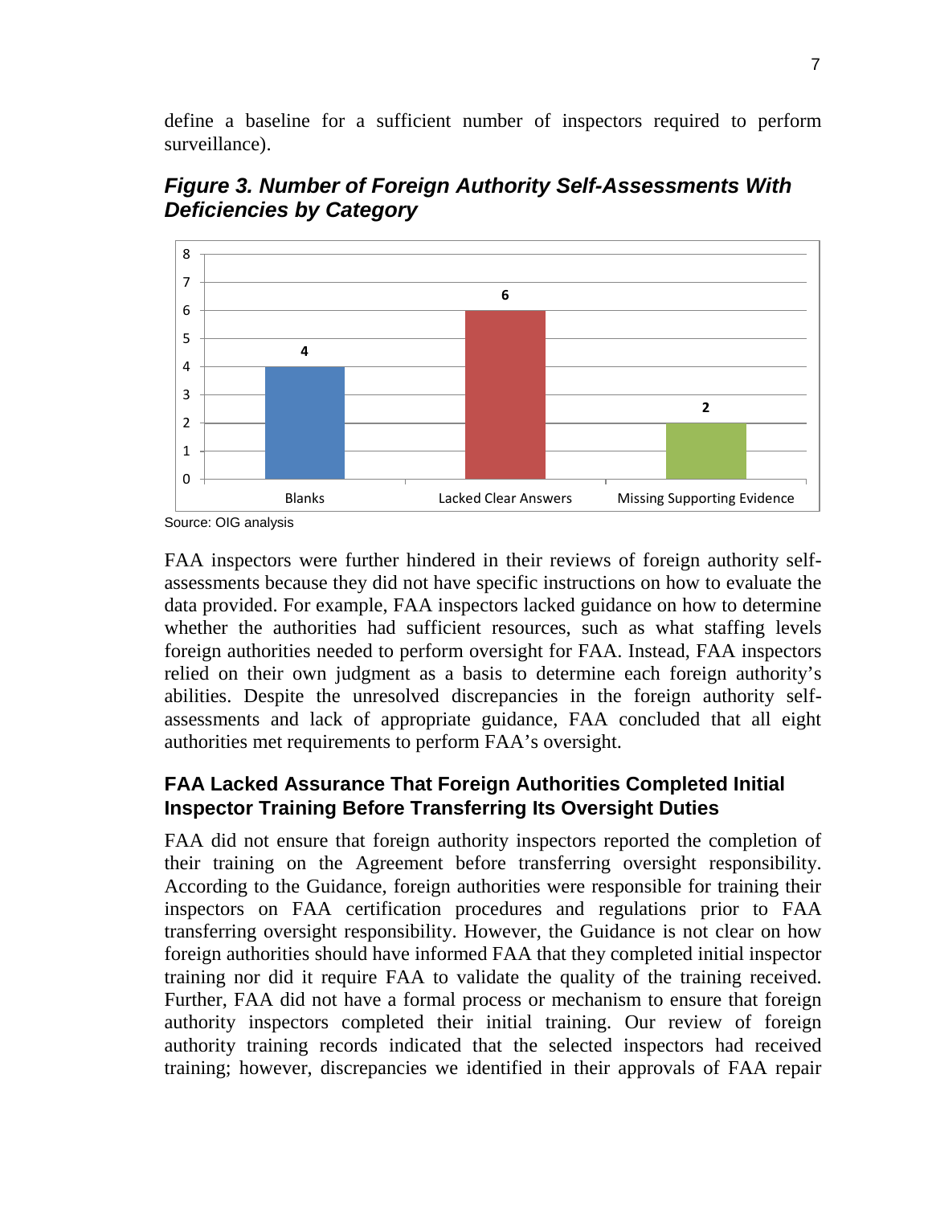define a baseline for a sufficient number of inspectors required to perform surveillance).

### *Figure 3. Number of Foreign Authority Self-Assessments With Deficiencies by Category*

| Category | Number |
| --- | --- |
| Blanks | 4 |
| Lacked Clear Answers | 6 |
| Missing Supporting Evidence | 2 |

Source: OIG analysis

FAA inspectors were further hindered in their reviews of foreign authority self-assessments because they did not have specific instructions on how to evaluate the data provided. For example, FAA inspectors lacked guidance on how to determine whether the authorities had sufficient resources, such as what staffing levels foreign authorities needed to perform oversight for FAA. Instead, FAA inspectors relied on their own judgment as a basis to determine each foreign authority's abilities. Despite the unresolved discrepancies in the foreign authority self-assessments and lack of appropriate guidance, FAA concluded that all eight authorities met requirements to perform FAA's oversight.

### FAA Lacked Assurance That Foreign Authorities Completed Initial Inspector Training Before Transferring Its Oversight Duties

FAA did not ensure that foreign authority inspectors reported the completion of their training on the Agreement before transferring oversight responsibility. According to the Guidance, foreign authorities were responsible for training their inspectors on FAA certification procedures and regulations prior to FAA transferring oversight responsibility. However, the Guidance is not clear on how foreign authorities should have informed FAA that they completed initial inspector training nor did it require FAA to validate the quality of the training received. Further, FAA did not have a formal process or mechanism to ensure that foreign authority inspectors completed their initial training. Our review of foreign authority training records indicated that the selected inspectors had received training; however, discrepancies we identified in their approvals of FAA repair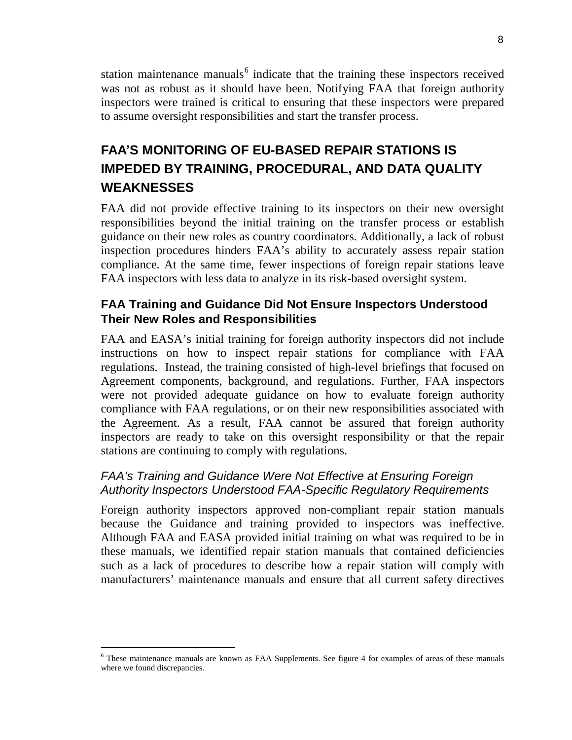station maintenance manuals[6] indicate that the training these inspectors received was not as robust as it should have been. Notifying FAA that foreign authority inspectors were trained is critical to ensuring that these inspectors were prepared to assume oversight responsibilities and start the transfer process.

## FAA'S MONITORING OF EU-BASED REPAIR STATIONS IS IMPEDED BY TRAINING, PROCEDURAL, AND DATA QUALITY WEAKNESSES

FAA did not provide effective training to its inspectors on their new oversight responsibilities beyond the initial training on the transfer process or establish guidance on their new roles as country coordinators. Additionally, a lack of robust inspection procedures hinders FAA's ability to accurately assess repair station compliance. At the same time, fewer inspections of foreign repair stations leave FAA inspectors with less data to analyze in its risk-based oversight system.

### FAA Training and Guidance Did Not Ensure Inspectors Understood Their New Roles and Responsibilities

FAA and EASA's initial training for foreign authority inspectors did not include instructions on how to inspect repair stations for compliance with FAA regulations. Instead, the training consisted of high-level briefings that focused on Agreement components, background, and regulations. Further, FAA inspectors were not provided adequate guidance on how to evaluate foreign authority compliance with FAA regulations, or on their new responsibilities associated with the Agreement. As a result, FAA cannot be assured that foreign authority inspectors are ready to take on this oversight responsibility or that the repair stations are continuing to comply with regulations.

#### *FAA's Training and Guidance Were Not Effective at Ensuring Foreign Authority Inspectors Understood FAA-Specific Regulatory Requirements*

Foreign authority inspectors approved non-compliant repair station manuals because the Guidance and training provided to inspectors was ineffective. Although FAA and EASA provided initial training on what was required to be in these manuals, we identified repair station manuals that contained deficiencies such as a lack of procedures to describe how a repair station will comply with manufacturers' maintenance manuals and ensure that all current safety directives

---

[6] These maintenance manuals are known as FAA Supplements. See figure 4 for examples of areas of these manuals where we found discrepancies.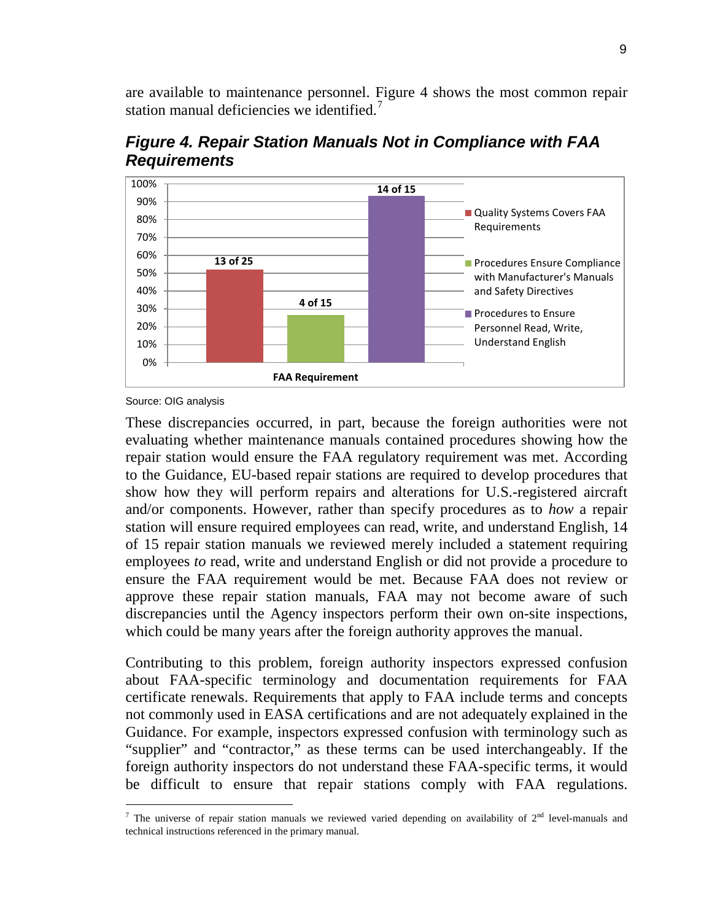are available to maintenance personnel. Figure 4 shows the most common repair station manual deficiencies we identified.[7]

***Figure 4. Repair Station Manuals Not in Compliance with FAA Requirements***

| FAA Requirement | Manuals Not in Compliance |
|---|---|
| Quality Systems Covers FAA Requirements | 13 of 25 |
| Procedures Ensure Compliance with Manufacturer's Manuals and Safety Directives | 4 of 15 |
| Procedures to Ensure Personnel Read, Write, Understand English | 14 of 15 |

Source: OIG analysis

These discrepancies occurred, in part, because the foreign authorities were not evaluating whether maintenance manuals contained procedures showing how the repair station would ensure the FAA regulatory requirement was met. According to the Guidance, EU-based repair stations are required to develop procedures that show how they will perform repairs and alterations for U.S.-registered aircraft and/or components. However, rather than specify procedures as to *how* a repair station will ensure required employees can read, write, and understand English, 14 of 15 repair station manuals we reviewed merely included a statement requiring employees *to* read, write and understand English or did not provide a procedure to ensure the FAA requirement would be met. Because FAA does not review or approve these repair station manuals, FAA may not become aware of such discrepancies until the Agency inspectors perform their own on-site inspections, which could be many years after the foreign authority approves the manual.

Contributing to this problem, foreign authority inspectors expressed confusion about FAA-specific terminology and documentation requirements for FAA certificate renewals. Requirements that apply to FAA include terms and concepts not commonly used in EASA certifications and are not adequately explained in the Guidance. For example, inspectors expressed confusion with terminology such as "supplier" and "contractor," as these terms can be used interchangeably. If the foreign authority inspectors do not understand these FAA-specific terms, it would be difficult to ensure that repair stations comply with FAA regulations.

---

[7] The universe of repair station manuals we reviewed varied depending on availability of 2nd level-manuals and technical instructions referenced in the primary manual.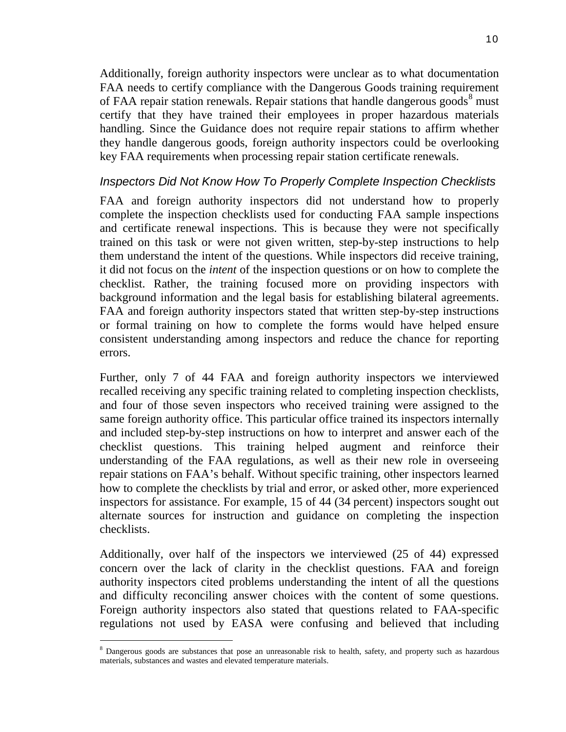Additionally, foreign authority inspectors were unclear as to what documentation FAA needs to certify compliance with the Dangerous Goods training requirement of FAA repair station renewals. Repair stations that handle dangerous goods[8] must certify that they have trained their employees in proper hazardous materials handling. Since the Guidance does not require repair stations to affirm whether they handle dangerous goods, foreign authority inspectors could be overlooking key FAA requirements when processing repair station certificate renewals.

### *Inspectors Did Not Know How To Properly Complete Inspection Checklists*

FAA and foreign authority inspectors did not understand how to properly complete the inspection checklists used for conducting FAA sample inspections and certificate renewal inspections. This is because they were not specifically trained on this task or were not given written, step-by-step instructions to help them understand the intent of the questions. While inspectors did receive training, it did not focus on the *intent* of the inspection questions or on how to complete the checklist. Rather, the training focused more on providing inspectors with background information and the legal basis for establishing bilateral agreements. FAA and foreign authority inspectors stated that written step-by-step instructions or formal training on how to complete the forms would have helped ensure consistent understanding among inspectors and reduce the chance for reporting errors.

Further, only 7 of 44 FAA and foreign authority inspectors we interviewed recalled receiving any specific training related to completing inspection checklists, and four of those seven inspectors who received training were assigned to the same foreign authority office. This particular office trained its inspectors internally and included step-by-step instructions on how to interpret and answer each of the checklist questions. This training helped augment and reinforce their understanding of the FAA regulations, as well as their new role in overseeing repair stations on FAA's behalf. Without specific training, other inspectors learned how to complete the checklists by trial and error, or asked other, more experienced inspectors for assistance. For example, 15 of 44 (34 percent) inspectors sought out alternate sources for instruction and guidance on completing the inspection checklists.

Additionally, over half of the inspectors we interviewed (25 of 44) expressed concern over the lack of clarity in the checklist questions. FAA and foreign authority inspectors cited problems understanding the intent of all the questions and difficulty reconciling answer choices with the content of some questions. Foreign authority inspectors also stated that questions related to FAA-specific regulations not used by EASA were confusing and believed that including

[8] Dangerous goods are substances that pose an unreasonable risk to health, safety, and property such as hazardous materials, substances and wastes and elevated temperature materials.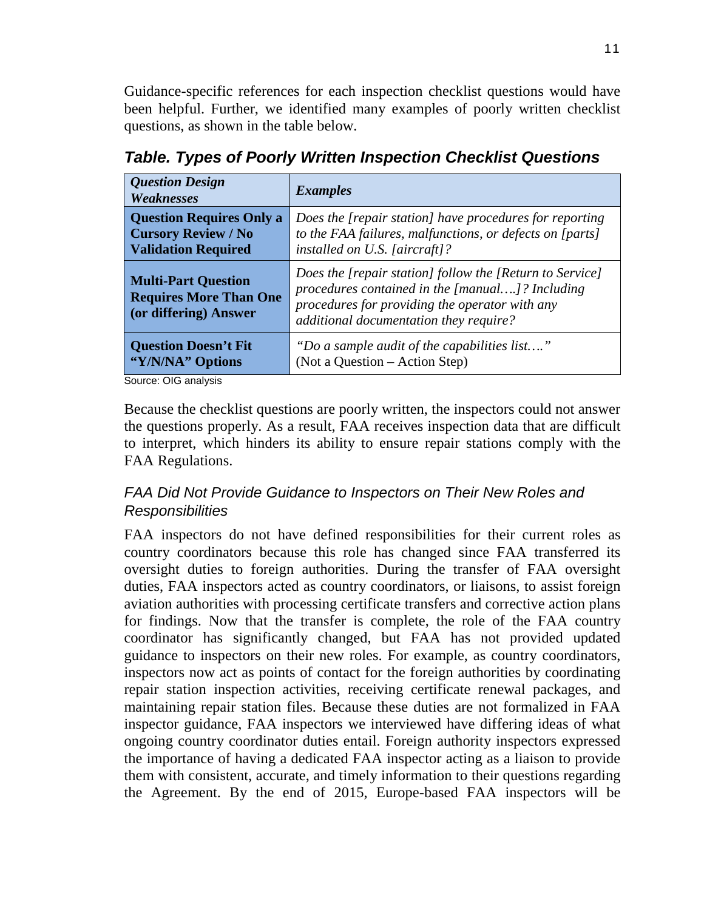Guidance-specific references for each inspection checklist questions would have been helpful. Further, we identified many examples of poorly written checklist questions, as shown in the table below.

### *Table. Types of Poorly Written Inspection Checklist Questions*

| ***Question Design Weaknesses*** | ***Examples*** |
| --- | --- |
| **Question Requires Only a Cursory Review / No Validation Required** | *Does the [repair station] have procedures for reporting to the FAA failures, malfunctions, or defects on [parts] installed on U.S. [aircraft]?* |
| **Multi-Part Question Requires More Than One (or differing) Answer** | *Does the [repair station] follow the [Return to Service] procedures contained in the [manual….]? Including procedures for providing the operator with any additional documentation they require?* |
| **Question Doesn't Fit "Y/N/NA" Options** | *"Do a sample audit of the capabilities list…."* (Not a Question – Action Step) |

Source: OIG analysis

Because the checklist questions are poorly written, the inspectors could not answer the questions properly. As a result, FAA receives inspection data that are difficult to interpret, which hinders its ability to ensure repair stations comply with the FAA Regulations.

### *FAA Did Not Provide Guidance to Inspectors on Their New Roles and Responsibilities*

FAA inspectors do not have defined responsibilities for their current roles as country coordinators because this role has changed since FAA transferred its oversight duties to foreign authorities. During the transfer of FAA oversight duties, FAA inspectors acted as country coordinators, or liaisons, to assist foreign aviation authorities with processing certificate transfers and corrective action plans for findings. Now that the transfer is complete, the role of the FAA country coordinator has significantly changed, but FAA has not provided updated guidance to inspectors on their new roles. For example, as country coordinators, inspectors now act as points of contact for the foreign authorities by coordinating repair station inspection activities, receiving certificate renewal packages, and maintaining repair station files. Because these duties are not formalized in FAA inspector guidance, FAA inspectors we interviewed have differing ideas of what ongoing country coordinator duties entail. Foreign authority inspectors expressed the importance of having a dedicated FAA inspector acting as a liaison to provide them with consistent, accurate, and timely information to their questions regarding the Agreement. By the end of 2015, Europe-based FAA inspectors will be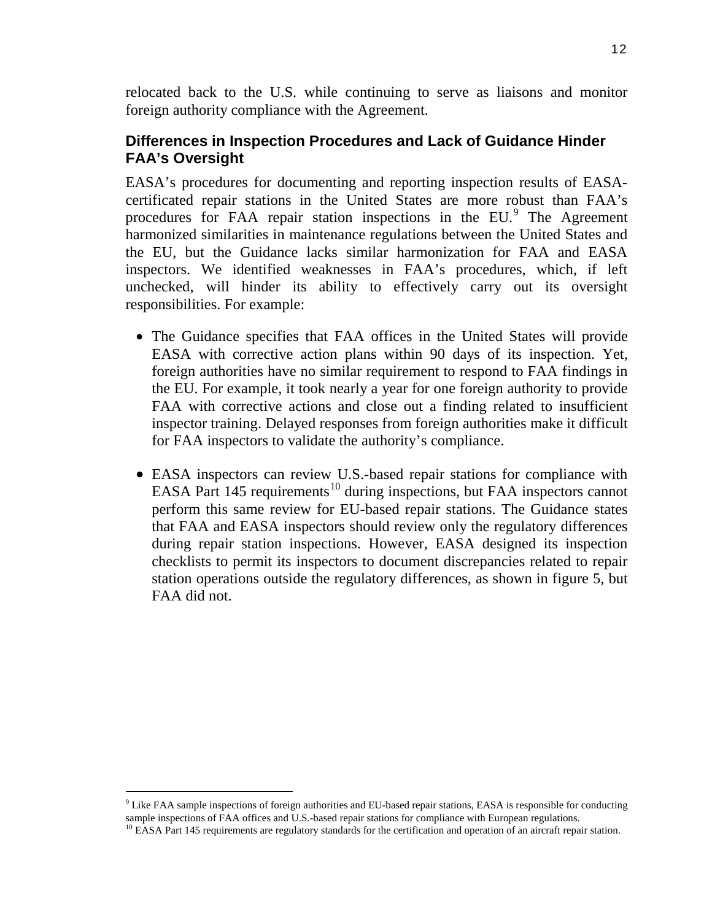relocated back to the U.S. while continuing to serve as liaisons and monitor foreign authority compliance with the Agreement.

## Differences in Inspection Procedures and Lack of Guidance Hinder FAA's Oversight

EASA's procedures for documenting and reporting inspection results of EASA-certificated repair stations in the United States are more robust than FAA's procedures for FAA repair station inspections in the EU.[9] The Agreement harmonized similarities in maintenance regulations between the United States and the EU, but the Guidance lacks similar harmonization for FAA and EASA inspectors. We identified weaknesses in FAA's procedures, which, if left unchecked, will hinder its ability to effectively carry out its oversight responsibilities. For example:

- The Guidance specifies that FAA offices in the United States will provide EASA with corrective action plans within 90 days of its inspection. Yet, foreign authorities have no similar requirement to respond to FAA findings in the EU. For example, it took nearly a year for one foreign authority to provide FAA with corrective actions and close out a finding related to insufficient inspector training. Delayed responses from foreign authorities make it difficult for FAA inspectors to validate the authority's compliance.

- EASA inspectors can review U.S.-based repair stations for compliance with EASA Part 145 requirements[10] during inspections, but FAA inspectors cannot perform this same review for EU-based repair stations. The Guidance states that FAA and EASA inspectors should review only the regulatory differences during repair station inspections. However, EASA designed its inspection checklists to permit its inspectors to document discrepancies related to repair station operations outside the regulatory differences, as shown in figure 5, but FAA did not.

---

[9] Like FAA sample inspections of foreign authorities and EU-based repair stations, EASA is responsible for conducting sample inspections of FAA offices and U.S.-based repair stations for compliance with European regulations.

[10] EASA Part 145 requirements are regulatory standards for the certification and operation of an aircraft repair station.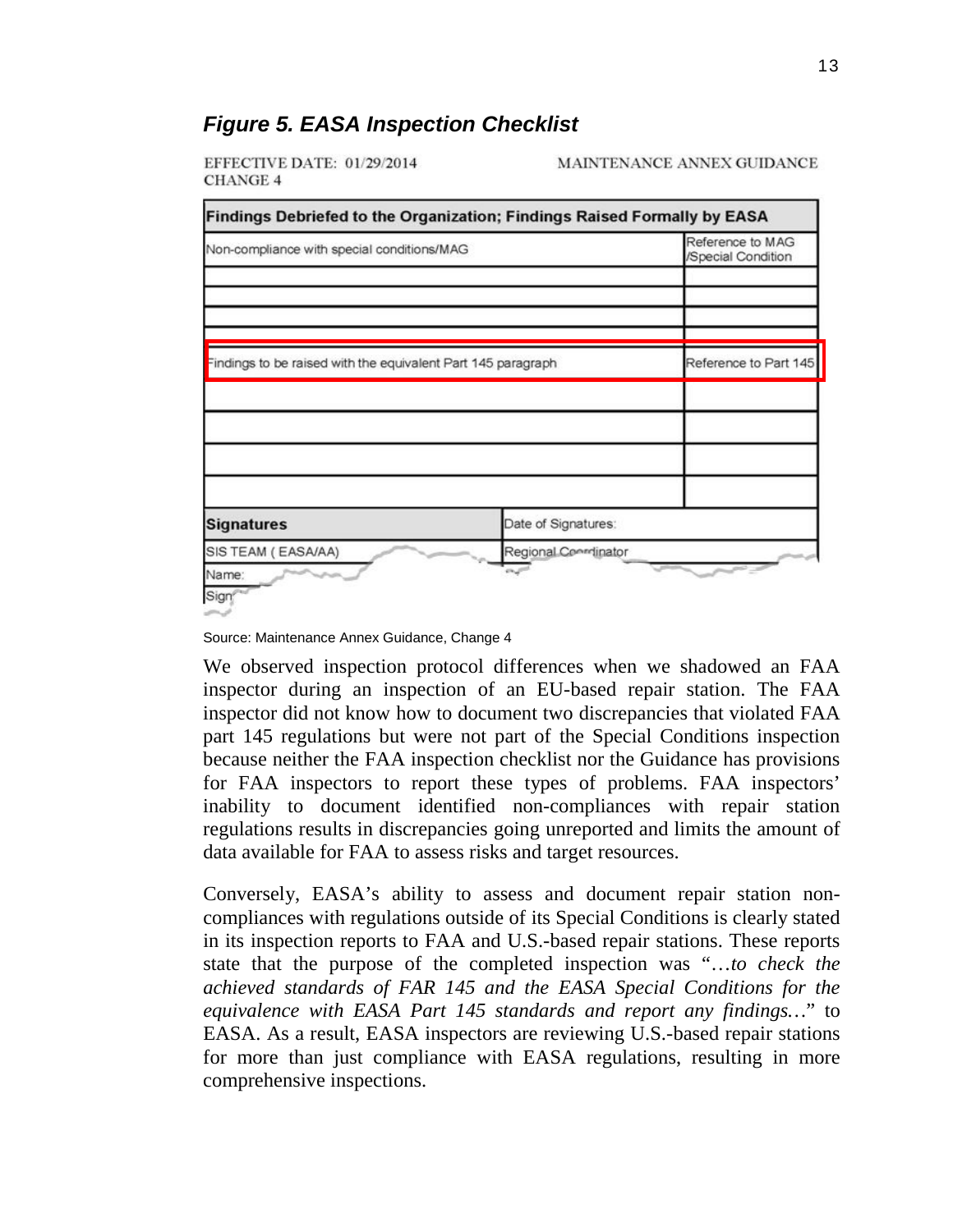***Figure 5. EASA Inspection Checklist***

EFFECTIVE DATE: 01/29/2014 MAINTENANCE ANNEX GUIDANCE
CHANGE 4

| **Findings Debriefed to the Organization; Findings Raised Formally by EASA** | |
|---|---|
| Non-compliance with special conditions/MAG | Reference to MAG /Special Condition |
| | |
| | |
| | |
| Findings to be raised with the equivalent Part 145 paragraph | Reference to Part 145 |
| | |
| | |
| | |
| | |

| **Signatures** | Date of Signatures: |
|---|---|
| SIS TEAM ( EASA/AA) | Regional Coordinator |
| Name: | |
| Sign | |

Source: Maintenance Annex Guidance, Change 4

We observed inspection protocol differences when we shadowed an FAA inspector during an inspection of an EU-based repair station. The FAA inspector did not know how to document two discrepancies that violated FAA part 145 regulations but were not part of the Special Conditions inspection because neither the FAA inspection checklist nor the Guidance has provisions for FAA inspectors to report these types of problems. FAA inspectors' inability to document identified non-compliances with repair station regulations results in discrepancies going unreported and limits the amount of data available for FAA to assess risks and target resources.

Conversely, EASA's ability to assess and document repair station non-compliances with regulations outside of its Special Conditions is clearly stated in its inspection reports to FAA and U.S.-based repair stations. These reports state that the purpose of the completed inspection was "…*to check the achieved standards of FAR 145 and the EASA Special Conditions for the equivalence with EASA Part 145 standards and report any findings…*" to EASA. As a result, EASA inspectors are reviewing U.S.-based repair stations for more than just compliance with EASA regulations, resulting in more comprehensive inspections.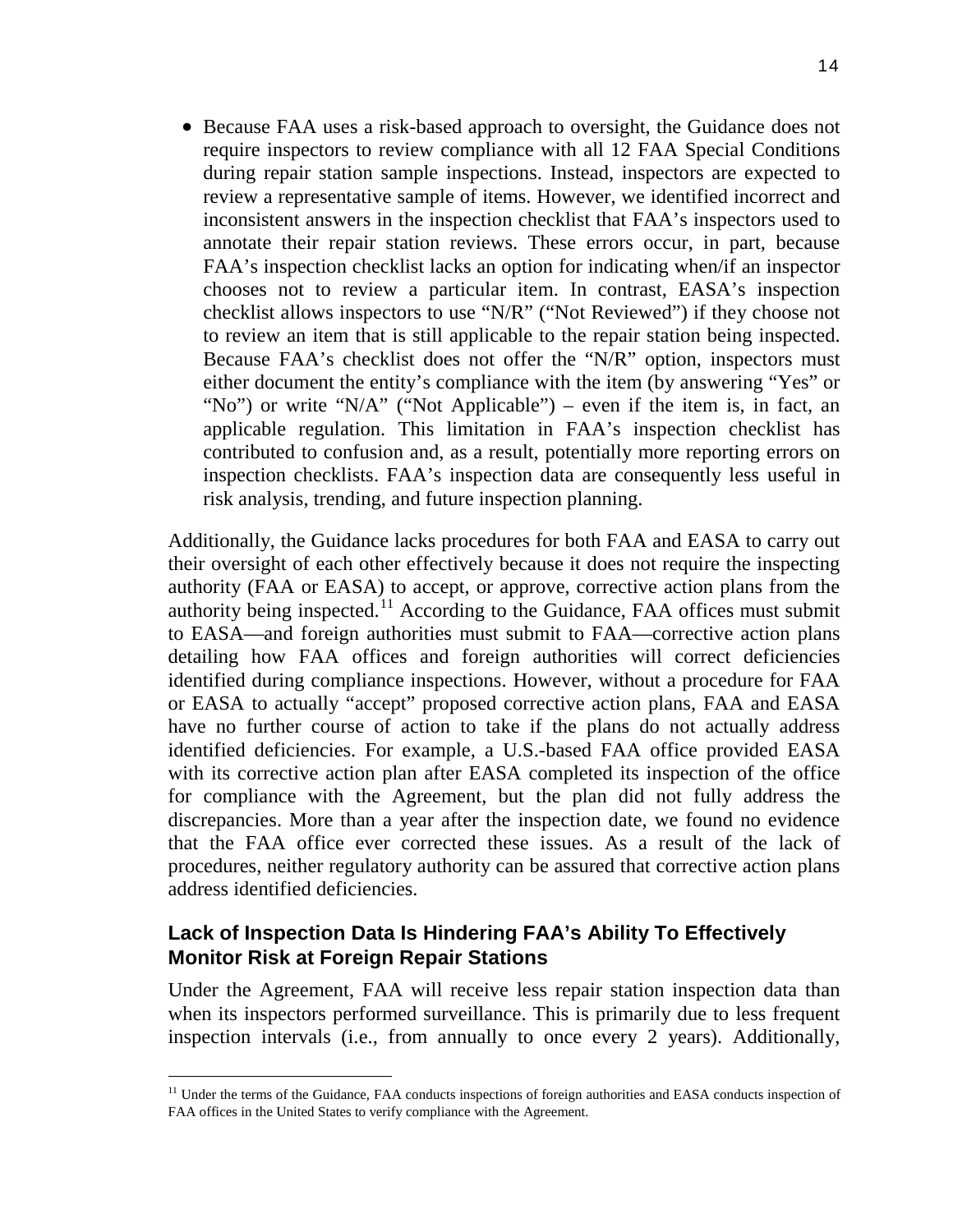- Because FAA uses a risk-based approach to oversight, the Guidance does not require inspectors to review compliance with all 12 FAA Special Conditions during repair station sample inspections. Instead, inspectors are expected to review a representative sample of items. However, we identified incorrect and inconsistent answers in the inspection checklist that FAA's inspectors used to annotate their repair station reviews. These errors occur, in part, because FAA's inspection checklist lacks an option for indicating when/if an inspector chooses not to review a particular item. In contrast, EASA's inspection checklist allows inspectors to use "N/R" ("Not Reviewed") if they choose not to review an item that is still applicable to the repair station being inspected. Because FAA's checklist does not offer the "N/R" option, inspectors must either document the entity's compliance with the item (by answering "Yes" or "No") or write "N/A" ("Not Applicable") – even if the item is, in fact, an applicable regulation. This limitation in FAA's inspection checklist has contributed to confusion and, as a result, potentially more reporting errors on inspection checklists. FAA's inspection data are consequently less useful in risk analysis, trending, and future inspection planning.

Additionally, the Guidance lacks procedures for both FAA and EASA to carry out their oversight of each other effectively because it does not require the inspecting authority (FAA or EASA) to accept, or approve, corrective action plans from the authority being inspected.[11] According to the Guidance, FAA offices must submit to EASA—and foreign authorities must submit to FAA—corrective action plans detailing how FAA offices and foreign authorities will correct deficiencies identified during compliance inspections. However, without a procedure for FAA or EASA to actually "accept" proposed corrective action plans, FAA and EASA have no further course of action to take if the plans do not actually address identified deficiencies. For example, a U.S.-based FAA office provided EASA with its corrective action plan after EASA completed its inspection of the office for compliance with the Agreement, but the plan did not fully address the discrepancies. More than a year after the inspection date, we found no evidence that the FAA office ever corrected these issues. As a result of the lack of procedures, neither regulatory authority can be assured that corrective action plans address identified deficiencies.

### Lack of Inspection Data Is Hindering FAA's Ability To Effectively Monitor Risk at Foreign Repair Stations

Under the Agreement, FAA will receive less repair station inspection data than when its inspectors performed surveillance. This is primarily due to less frequent inspection intervals (i.e., from annually to once every 2 years). Additionally,

[11] Under the terms of the Guidance, FAA conducts inspections of foreign authorities and EASA conducts inspection of FAA offices in the United States to verify compliance with the Agreement.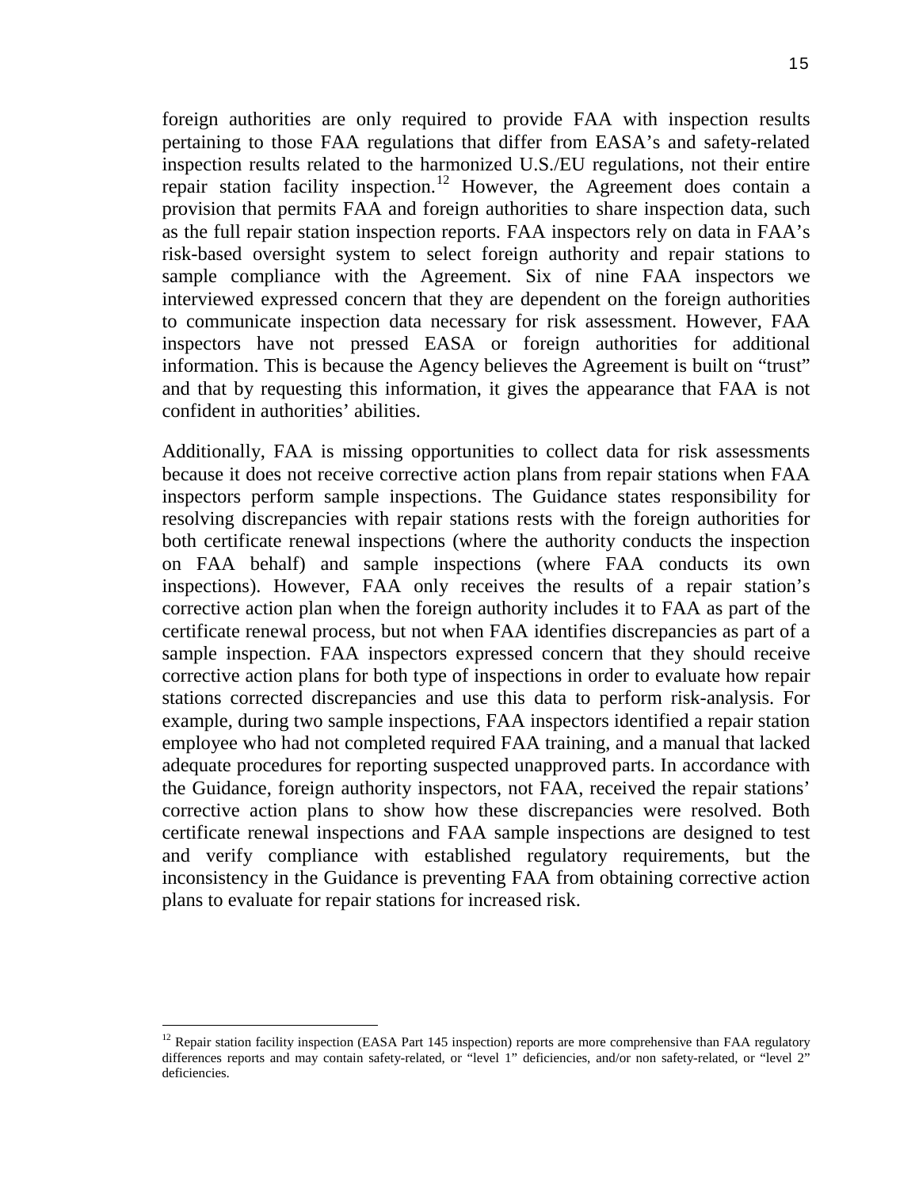foreign authorities are only required to provide FAA with inspection results pertaining to those FAA regulations that differ from EASA's and safety-related inspection results related to the harmonized U.S./EU regulations, not their entire repair station facility inspection.[12] However, the Agreement does contain a provision that permits FAA and foreign authorities to share inspection data, such as the full repair station inspection reports. FAA inspectors rely on data in FAA's risk-based oversight system to select foreign authority and repair stations to sample compliance with the Agreement. Six of nine FAA inspectors we interviewed expressed concern that they are dependent on the foreign authorities to communicate inspection data necessary for risk assessment. However, FAA inspectors have not pressed EASA or foreign authorities for additional information. This is because the Agency believes the Agreement is built on "trust" and that by requesting this information, it gives the appearance that FAA is not confident in authorities' abilities.

Additionally, FAA is missing opportunities to collect data for risk assessments because it does not receive corrective action plans from repair stations when FAA inspectors perform sample inspections. The Guidance states responsibility for resolving discrepancies with repair stations rests with the foreign authorities for both certificate renewal inspections (where the authority conducts the inspection on FAA behalf) and sample inspections (where FAA conducts its own inspections). However, FAA only receives the results of a repair station's corrective action plan when the foreign authority includes it to FAA as part of the certificate renewal process, but not when FAA identifies discrepancies as part of a sample inspection. FAA inspectors expressed concern that they should receive corrective action plans for both type of inspections in order to evaluate how repair stations corrected discrepancies and use this data to perform risk-analysis. For example, during two sample inspections, FAA inspectors identified a repair station employee who had not completed required FAA training, and a manual that lacked adequate procedures for reporting suspected unapproved parts. In accordance with the Guidance, foreign authority inspectors, not FAA, received the repair stations' corrective action plans to show how these discrepancies were resolved. Both certificate renewal inspections and FAA sample inspections are designed to test and verify compliance with established regulatory requirements, but the inconsistency in the Guidance is preventing FAA from obtaining corrective action plans to evaluate for repair stations for increased risk.

---

[12] Repair station facility inspection (EASA Part 145 inspection) reports are more comprehensive than FAA regulatory differences reports and may contain safety-related, or "level 1" deficiencies, and/or non safety-related, or "level 2" deficiencies.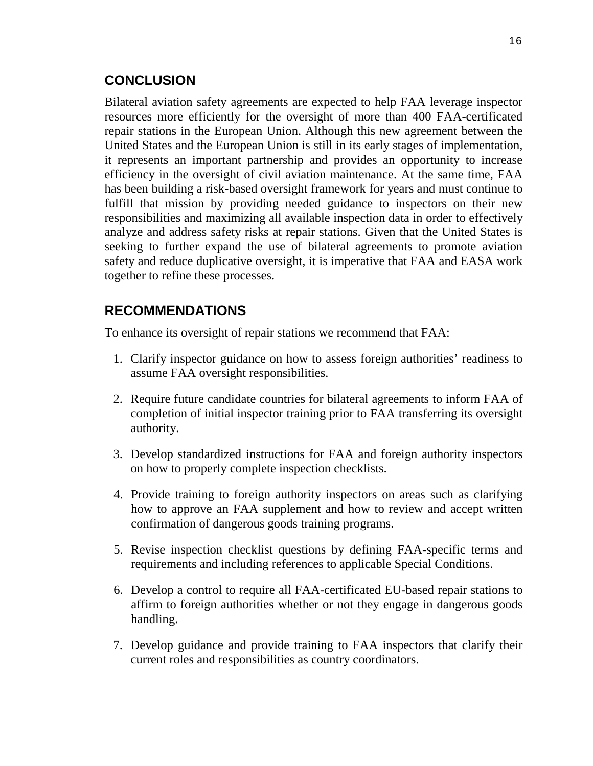## CONCLUSION

Bilateral aviation safety agreements are expected to help FAA leverage inspector resources more efficiently for the oversight of more than 400 FAA-certificated repair stations in the European Union. Although this new agreement between the United States and the European Union is still in its early stages of implementation, it represents an important partnership and provides an opportunity to increase efficiency in the oversight of civil aviation maintenance. At the same time, FAA has been building a risk-based oversight framework for years and must continue to fulfill that mission by providing needed guidance to inspectors on their new responsibilities and maximizing all available inspection data in order to effectively analyze and address safety risks at repair stations. Given that the United States is seeking to further expand the use of bilateral agreements to promote aviation safety and reduce duplicative oversight, it is imperative that FAA and EASA work together to refine these processes.

## RECOMMENDATIONS

To enhance its oversight of repair stations we recommend that FAA:

1. Clarify inspector guidance on how to assess foreign authorities' readiness to assume FAA oversight responsibilities.

2. Require future candidate countries for bilateral agreements to inform FAA of completion of initial inspector training prior to FAA transferring its oversight authority.

3. Develop standardized instructions for FAA and foreign authority inspectors on how to properly complete inspection checklists.

4. Provide training to foreign authority inspectors on areas such as clarifying how to approve an FAA supplement and how to review and accept written confirmation of dangerous goods training programs.

5. Revise inspection checklist questions by defining FAA-specific terms and requirements and including references to applicable Special Conditions.

6. Develop a control to require all FAA-certificated EU-based repair stations to affirm to foreign authorities whether or not they engage in dangerous goods handling.

7. Develop guidance and provide training to FAA inspectors that clarify their current roles and responsibilities as country coordinators.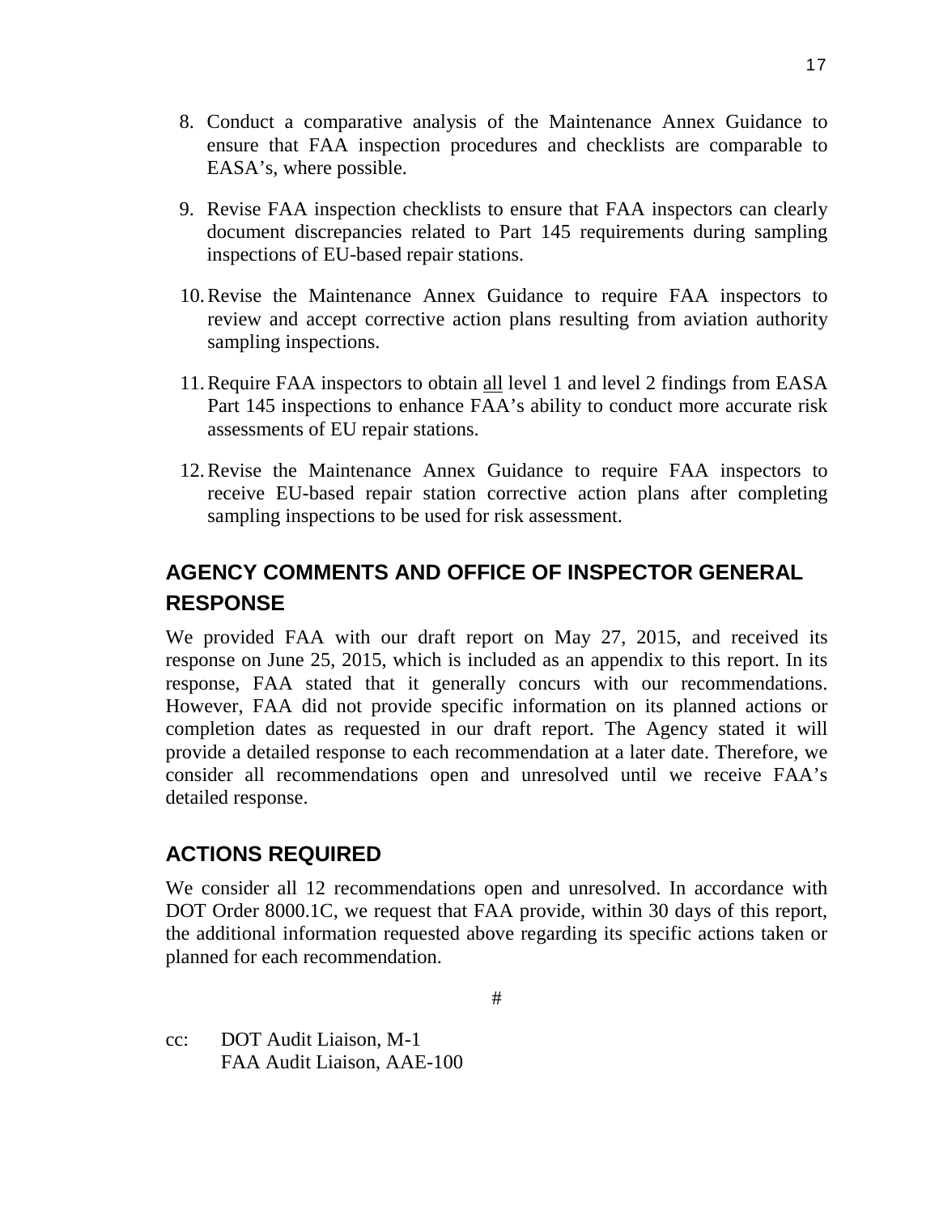8. Conduct a comparative analysis of the Maintenance Annex Guidance to ensure that FAA inspection procedures and checklists are comparable to EASA's, where possible.

9. Revise FAA inspection checklists to ensure that FAA inspectors can clearly document discrepancies related to Part 145 requirements during sampling inspections of EU-based repair stations.

10. Revise the Maintenance Annex Guidance to require FAA inspectors to review and accept corrective action plans resulting from aviation authority sampling inspections.

11. Require FAA inspectors to obtain <u>all</u> level 1 and level 2 findings from EASA Part 145 inspections to enhance FAA's ability to conduct more accurate risk assessments of EU repair stations.

12. Revise the Maintenance Annex Guidance to require FAA inspectors to receive EU-based repair station corrective action plans after completing sampling inspections to be used for risk assessment.

## AGENCY COMMENTS AND OFFICE OF INSPECTOR GENERAL RESPONSE

We provided FAA with our draft report on May 27, 2015, and received its response on June 25, 2015, which is included as an appendix to this report. In its response, FAA stated that it generally concurs with our recommendations. However, FAA did not provide specific information on its planned actions or completion dates as requested in our draft report. The Agency stated it will provide a detailed response to each recommendation at a later date. Therefore, we consider all recommendations open and unresolved until we receive FAA's detailed response.

## ACTIONS REQUIRED

We consider all 12 recommendations open and unresolved. In accordance with DOT Order 8000.1C, we request that FAA provide, within 30 days of this report, the additional information requested above regarding its specific actions taken or planned for each recommendation.

#

cc: DOT Audit Liaison, M-1
FAA Audit Liaison, AAE-100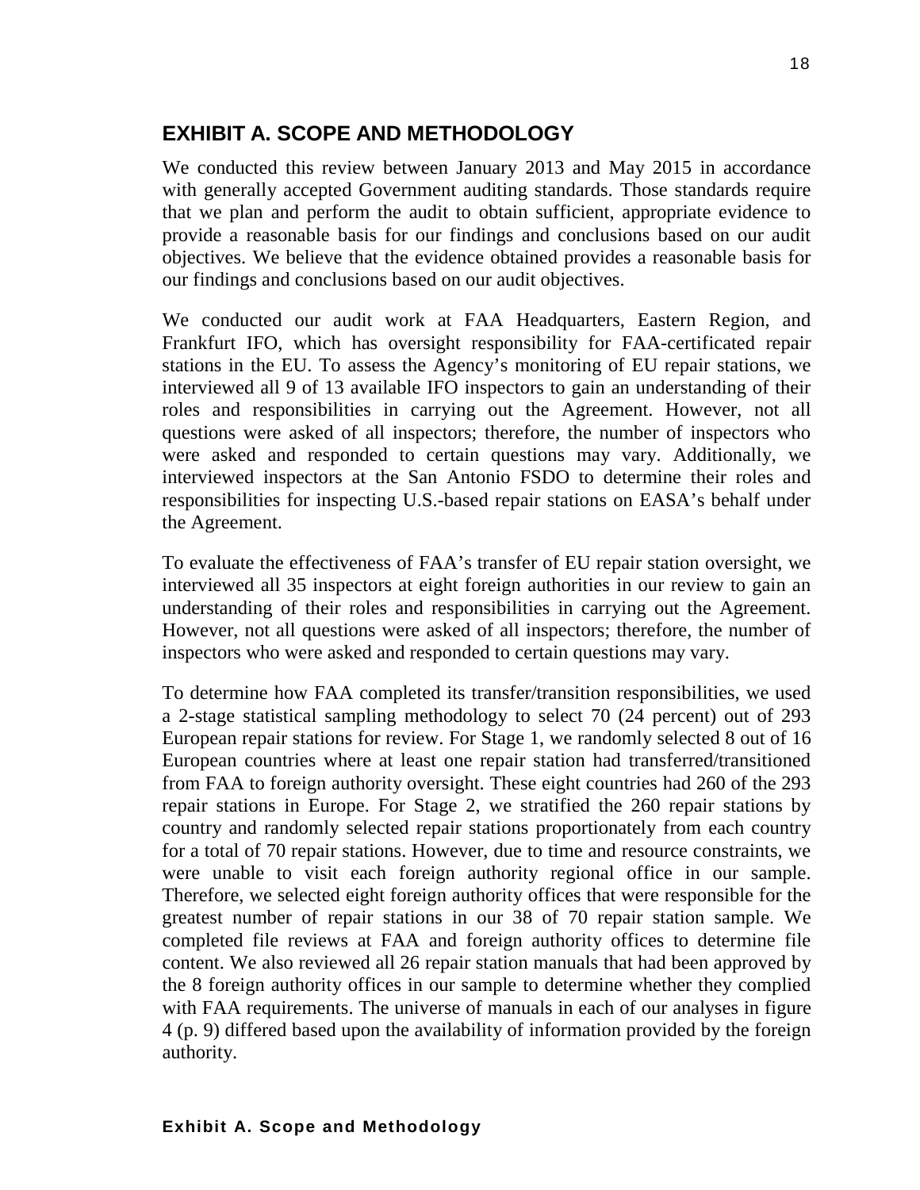# EXHIBIT A. SCOPE AND METHODOLOGY

We conducted this review between January 2013 and May 2015 in accordance with generally accepted Government auditing standards. Those standards require that we plan and perform the audit to obtain sufficient, appropriate evidence to provide a reasonable basis for our findings and conclusions based on our audit objectives. We believe that the evidence obtained provides a reasonable basis for our findings and conclusions based on our audit objectives.

We conducted our audit work at FAA Headquarters, Eastern Region, and Frankfurt IFO, which has oversight responsibility for FAA-certificated repair stations in the EU. To assess the Agency's monitoring of EU repair stations, we interviewed all 9 of 13 available IFO inspectors to gain an understanding of their roles and responsibilities in carrying out the Agreement. However, not all questions were asked of all inspectors; therefore, the number of inspectors who were asked and responded to certain questions may vary. Additionally, we interviewed inspectors at the San Antonio FSDO to determine their roles and responsibilities for inspecting U.S.-based repair stations on EASA's behalf under the Agreement.

To evaluate the effectiveness of FAA's transfer of EU repair station oversight, we interviewed all 35 inspectors at eight foreign authorities in our review to gain an understanding of their roles and responsibilities in carrying out the Agreement. However, not all questions were asked of all inspectors; therefore, the number of inspectors who were asked and responded to certain questions may vary.

To determine how FAA completed its transfer/transition responsibilities, we used a 2-stage statistical sampling methodology to select 70 (24 percent) out of 293 European repair stations for review. For Stage 1, we randomly selected 8 out of 16 European countries where at least one repair station had transferred/transitioned from FAA to foreign authority oversight. These eight countries had 260 of the 293 repair stations in Europe. For Stage 2, we stratified the 260 repair stations by country and randomly selected repair stations proportionately from each country for a total of 70 repair stations. However, due to time and resource constraints, we were unable to visit each foreign authority regional office in our sample. Therefore, we selected eight foreign authority offices that were responsible for the greatest number of repair stations in our 38 of 70 repair station sample. We completed file reviews at FAA and foreign authority offices to determine file content. We also reviewed all 26 repair station manuals that had been approved by the 8 foreign authority offices in our sample to determine whether they complied with FAA requirements. The universe of manuals in each of our analyses in figure 4 (p. 9) differed based upon the availability of information provided by the foreign authority.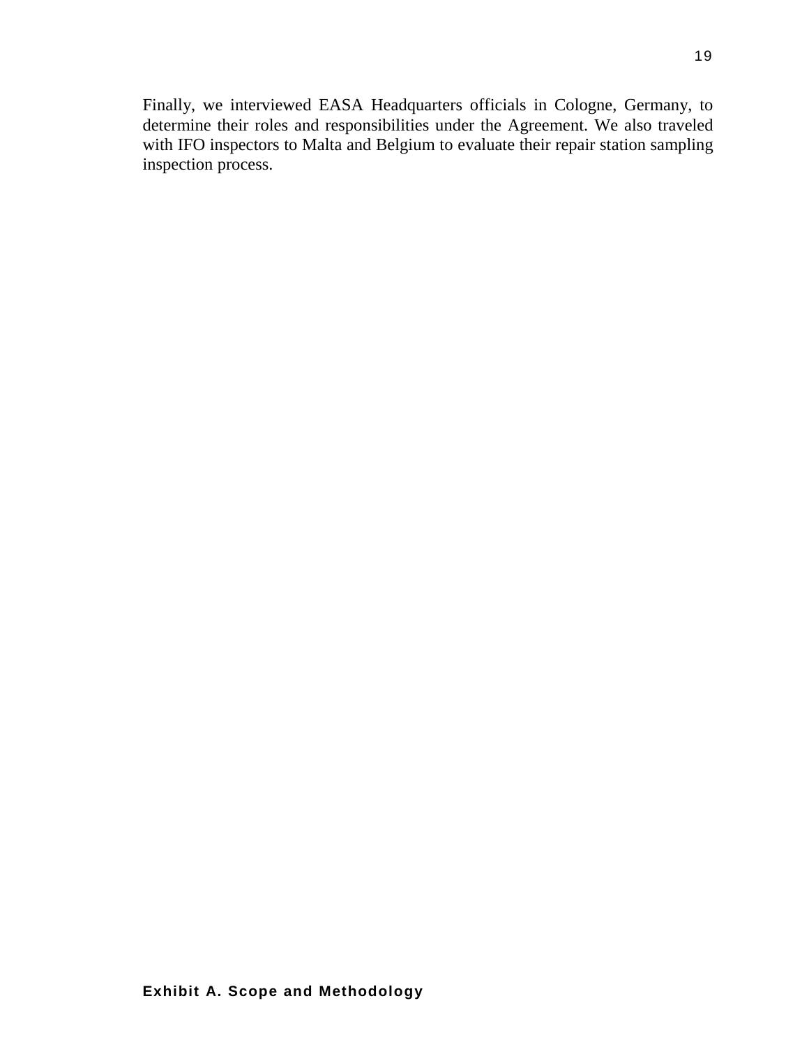Finally, we interviewed EASA Headquarters officials in Cologne, Germany, to determine their roles and responsibilities under the Agreement. We also traveled with IFO inspectors to Malta and Belgium to evaluate their repair station sampling inspection process.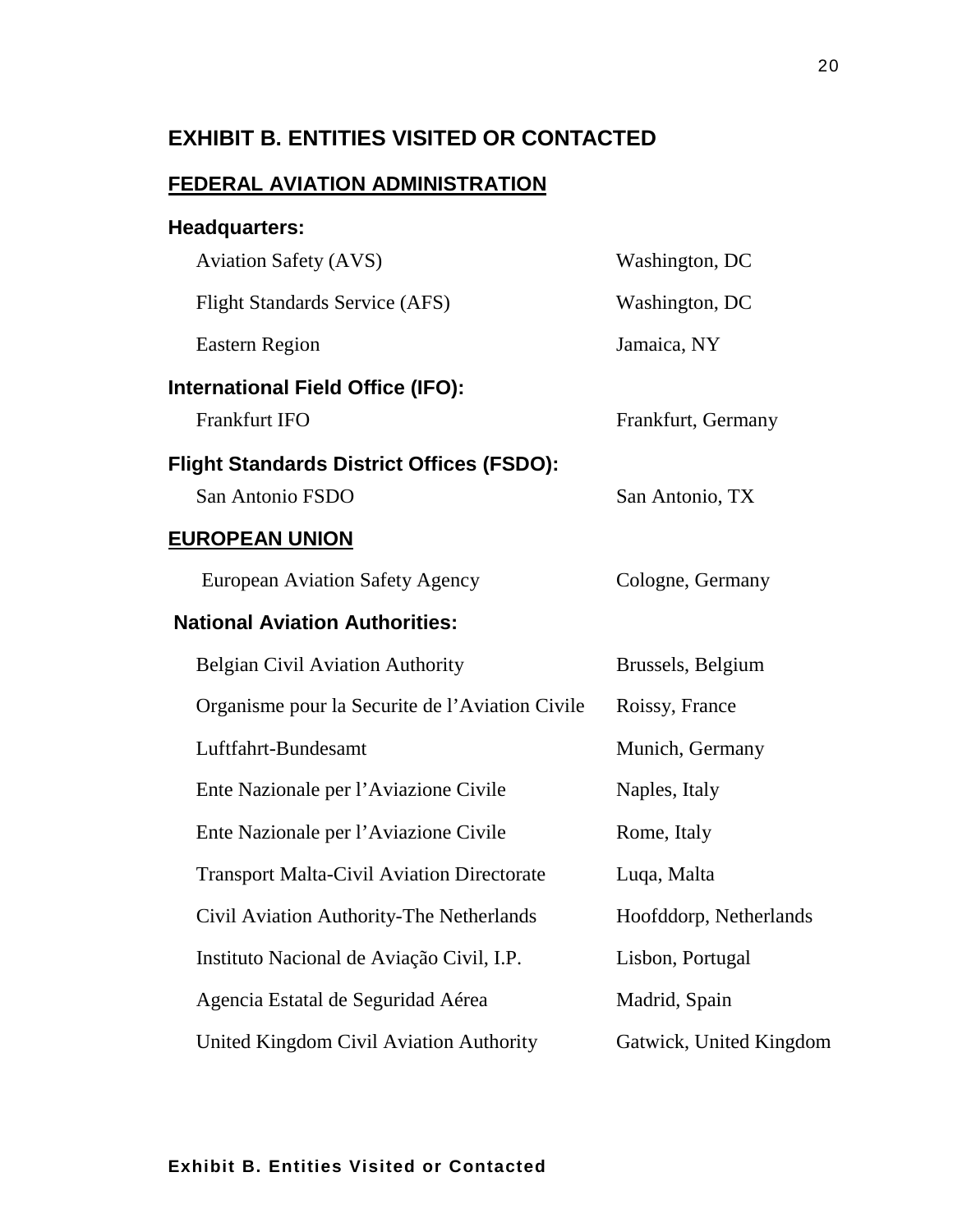# EXHIBIT B. ENTITIES VISITED OR CONTACTED

## FEDERAL AVIATION ADMINISTRATION

**Headquarters:**

| | |
|---|---|
| Aviation Safety (AVS) | Washington, DC |
| Flight Standards Service (AFS) | Washington, DC |
| Eastern Region | Jamaica, NY |

**International Field Office (IFO):**

| | |
|---|---|
| Frankfurt IFO | Frankfurt, Germany |

**Flight Standards District Offices (FSDO):**

| | |
|---|---|
| San Antonio FSDO | San Antonio, TX |

## EUROPEAN UNION

| | |
|---|---|
| European Aviation Safety Agency | Cologne, Germany |

**National Aviation Authorities:**

| | |
|---|---|
| Belgian Civil Aviation Authority | Brussels, Belgium |
| Organisme pour la Securite de l'Aviation Civile | Roissy, France |
| Luftfahrt-Bundesamt | Munich, Germany |
| Ente Nazionale per l'Aviazione Civile | Naples, Italy |
| Ente Nazionale per l'Aviazione Civile | Rome, Italy |
| Transport Malta-Civil Aviation Directorate | Luqa, Malta |
| Civil Aviation Authority-The Netherlands | Hoofddorp, Netherlands |
| Instituto Nacional de Aviação Civil, I.P. | Lisbon, Portugal |
| Agencia Estatal de Seguridad Aérea | Madrid, Spain |
| United Kingdom Civil Aviation Authority | Gatwick, United Kingdom |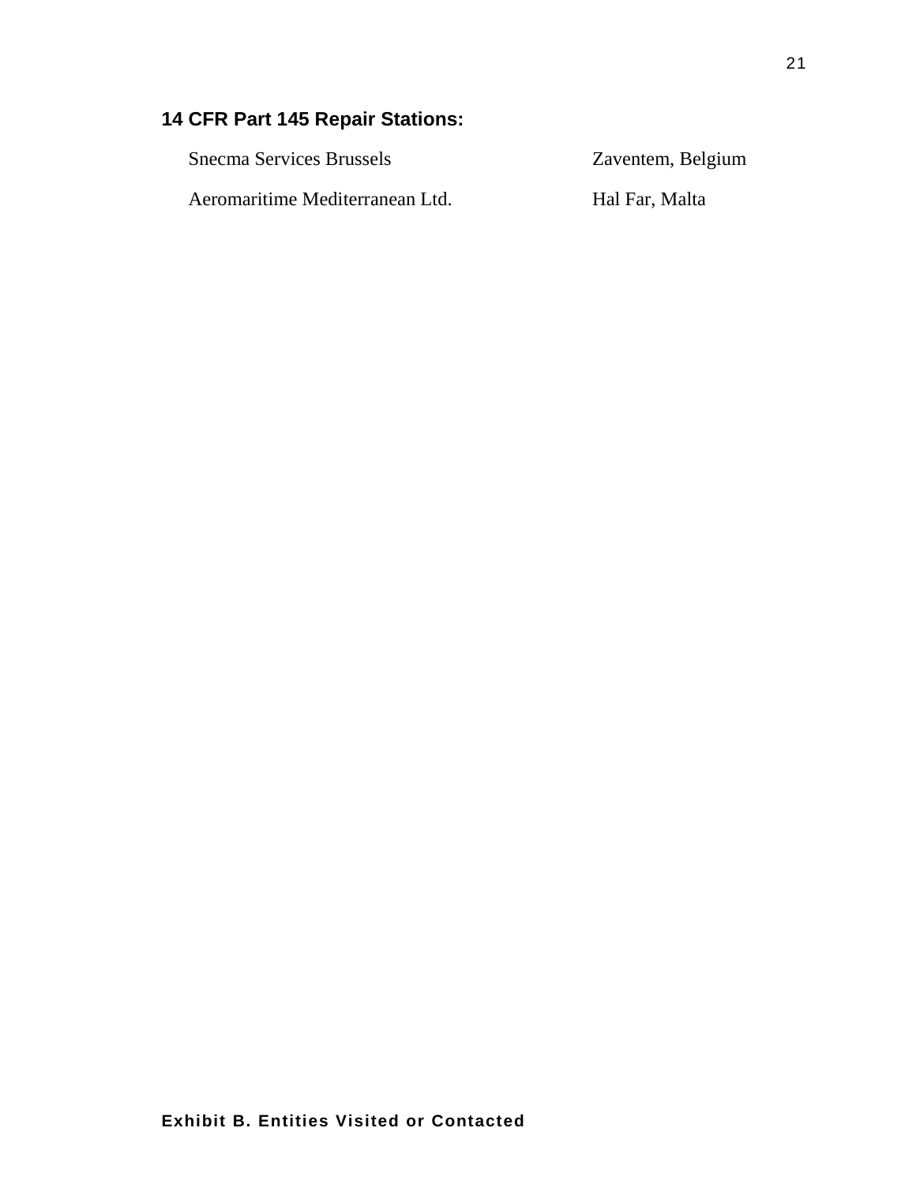**14 CFR Part 145 Repair Stations:**

| | |
|---|---|
| Snecma Services Brussels | Zaventem, Belgium |
| Aeromaritime Mediterranean Ltd. | Hal Far, Malta |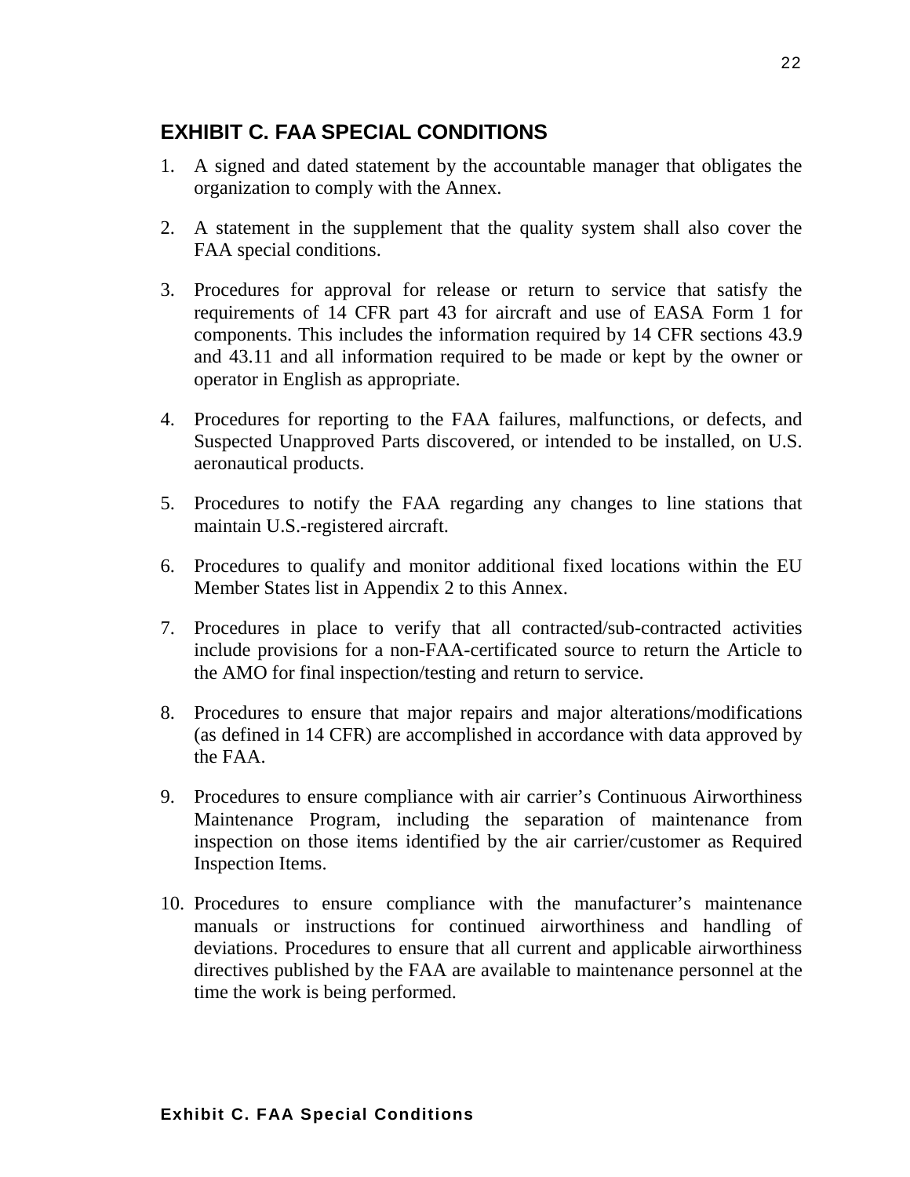## EXHIBIT C. FAA SPECIAL CONDITIONS

1. A signed and dated statement by the accountable manager that obligates the organization to comply with the Annex.

2. A statement in the supplement that the quality system shall also cover the FAA special conditions.

3. Procedures for approval for release or return to service that satisfy the requirements of 14 CFR part 43 for aircraft and use of EASA Form 1 for components. This includes the information required by 14 CFR sections 43.9 and 43.11 and all information required to be made or kept by the owner or operator in English as appropriate.

4. Procedures for reporting to the FAA failures, malfunctions, or defects, and Suspected Unapproved Parts discovered, or intended to be installed, on U.S. aeronautical products.

5. Procedures to notify the FAA regarding any changes to line stations that maintain U.S.-registered aircraft.

6. Procedures to qualify and monitor additional fixed locations within the EU Member States list in Appendix 2 to this Annex.

7. Procedures in place to verify that all contracted/sub-contracted activities include provisions for a non-FAA-certificated source to return the Article to the AMO for final inspection/testing and return to service.

8. Procedures to ensure that major repairs and major alterations/modifications (as defined in 14 CFR) are accomplished in accordance with data approved by the FAA.

9. Procedures to ensure compliance with air carrier's Continuous Airworthiness Maintenance Program, including the separation of maintenance from inspection on those items identified by the air carrier/customer as Required Inspection Items.

10. Procedures to ensure compliance with the manufacturer's maintenance manuals or instructions for continued airworthiness and handling of deviations. Procedures to ensure that all current and applicable airworthiness directives published by the FAA are available to maintenance personnel at the time the work is being performed.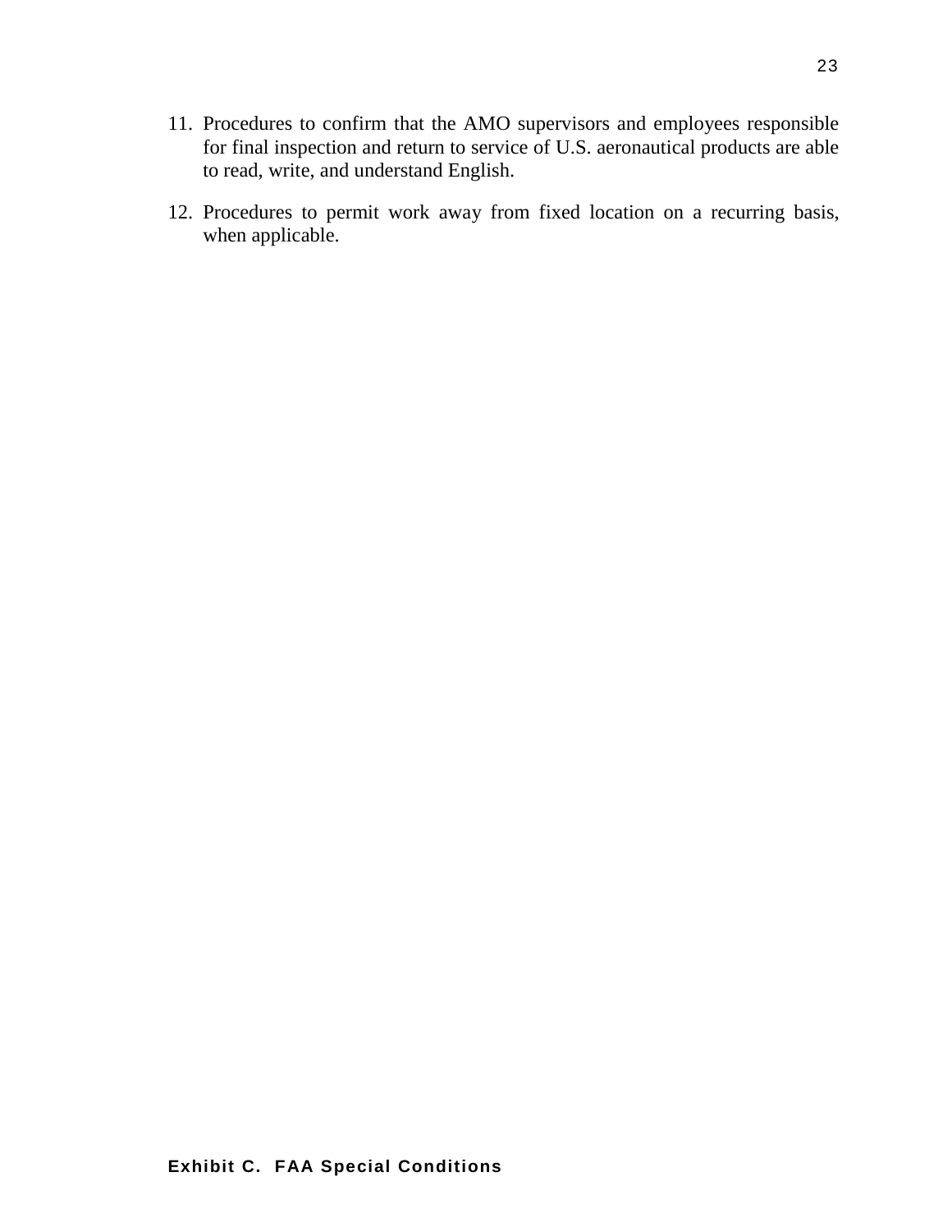11. Procedures to confirm that the AMO supervisors and employees responsible for final inspection and return to service of U.S. aeronautical products are able to read, write, and understand English.

12. Procedures to permit work away from fixed location on a recurring basis, when applicable.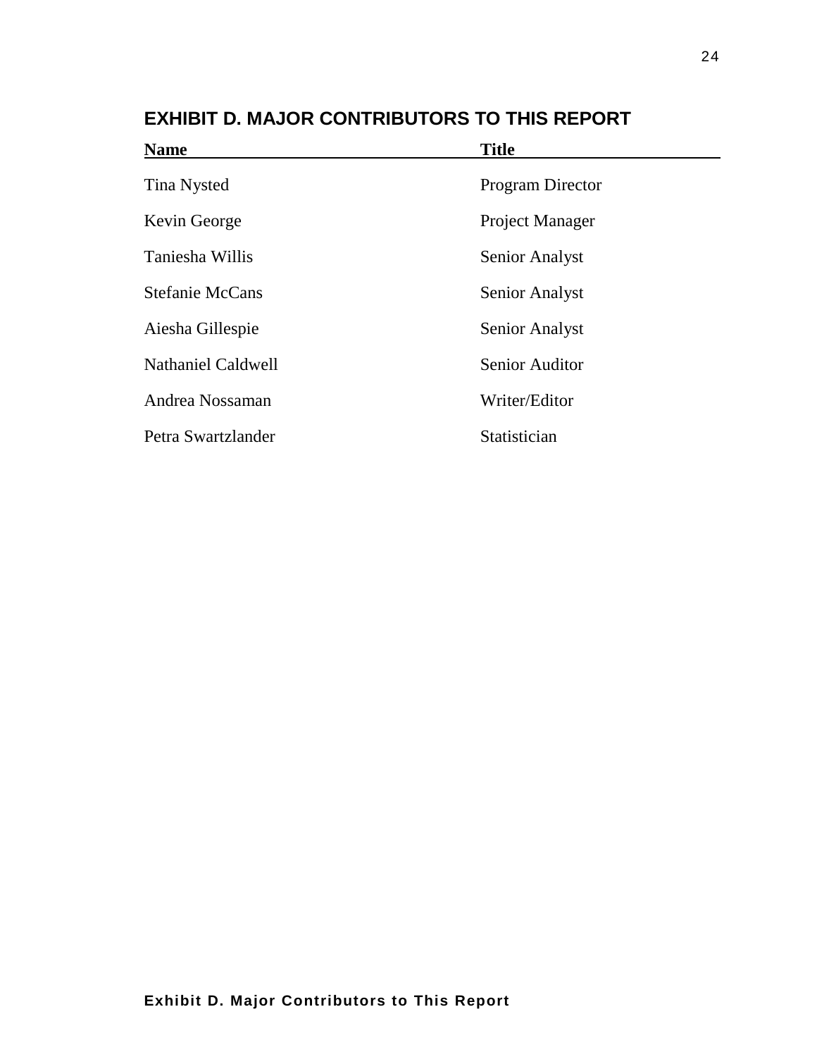## EXHIBIT D. MAJOR CONTRIBUTORS TO THIS REPORT

| Name | Title |
|---|---|
| Tina Nysted | Program Director |
| Kevin George | Project Manager |
| Taniesha Willis | Senior Analyst |
| Stefanie McCans | Senior Analyst |
| Aiesha Gillespie | Senior Analyst |
| Nathaniel Caldwell | Senior Auditor |
| Andrea Nossaman | Writer/Editor |
| Petra Swartzlander | Statistician |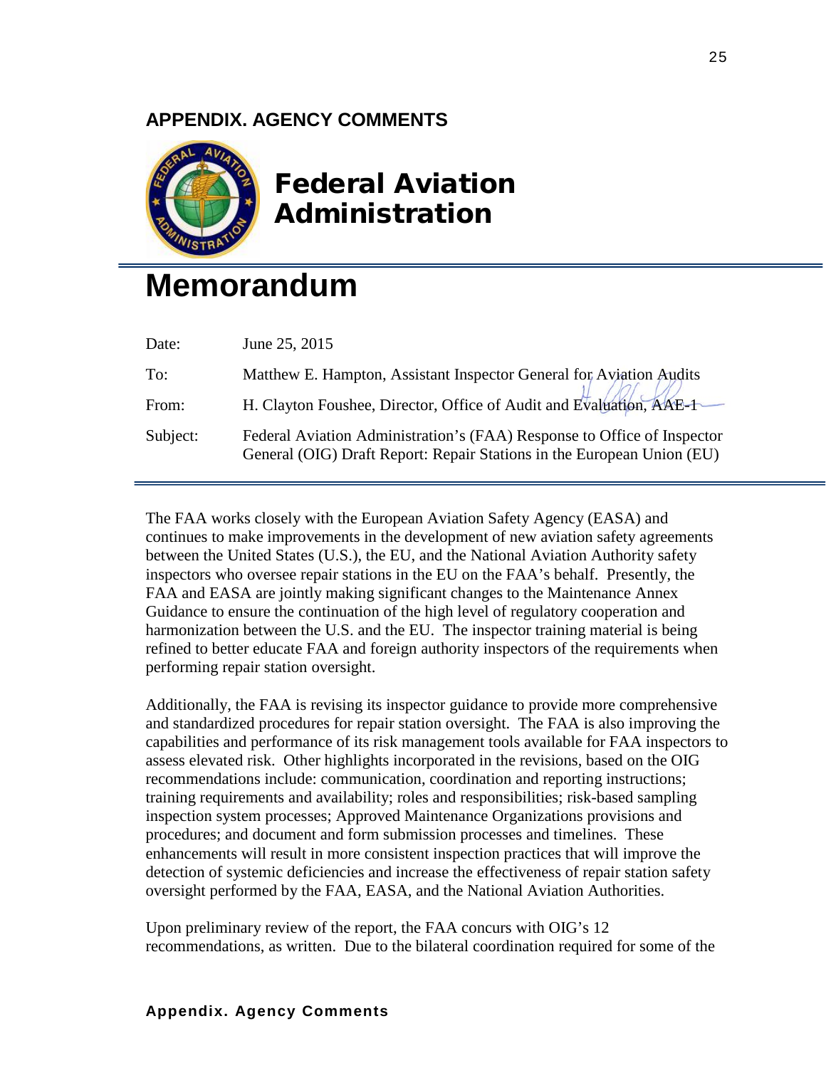## APPENDIX. AGENCY COMMENTS

**Federal Aviation Administration**

# Memorandum

| | |
|---|---|
| Date: | June 25, 2015 |
| To: | Matthew E. Hampton, Assistant Inspector General for Aviation Audits |
| From: | H. Clayton Foushee, Director, Office of Audit and Evaluation, AAE-1 |
| Subject: | Federal Aviation Administration's (FAA) Response to Office of Inspector General (OIG) Draft Report: Repair Stations in the European Union (EU) |

The FAA works closely with the European Aviation Safety Agency (EASA) and continues to make improvements in the development of new aviation safety agreements between the United States (U.S.), the EU, and the National Aviation Authority safety inspectors who oversee repair stations in the EU on the FAA's behalf. Presently, the FAA and EASA are jointly making significant changes to the Maintenance Annex Guidance to ensure the continuation of the high level of regulatory cooperation and harmonization between the U.S. and the EU. The inspector training material is being refined to better educate FAA and foreign authority inspectors of the requirements when performing repair station oversight.

Additionally, the FAA is revising its inspector guidance to provide more comprehensive and standardized procedures for repair station oversight. The FAA is also improving the capabilities and performance of its risk management tools available for FAA inspectors to assess elevated risk. Other highlights incorporated in the revisions, based on the OIG recommendations include: communication, coordination and reporting instructions; training requirements and availability; roles and responsibilities; risk-based sampling inspection system processes; Approved Maintenance Organizations provisions and procedures; and document and form submission processes and timelines. These enhancements will result in more consistent inspection practices that will improve the detection of systemic deficiencies and increase the effectiveness of repair station safety oversight performed by the FAA, EASA, and the National Aviation Authorities.

Upon preliminary review of the report, the FAA concurs with OIG's 12 recommendations, as written. Due to the bilateral coordination required for some of the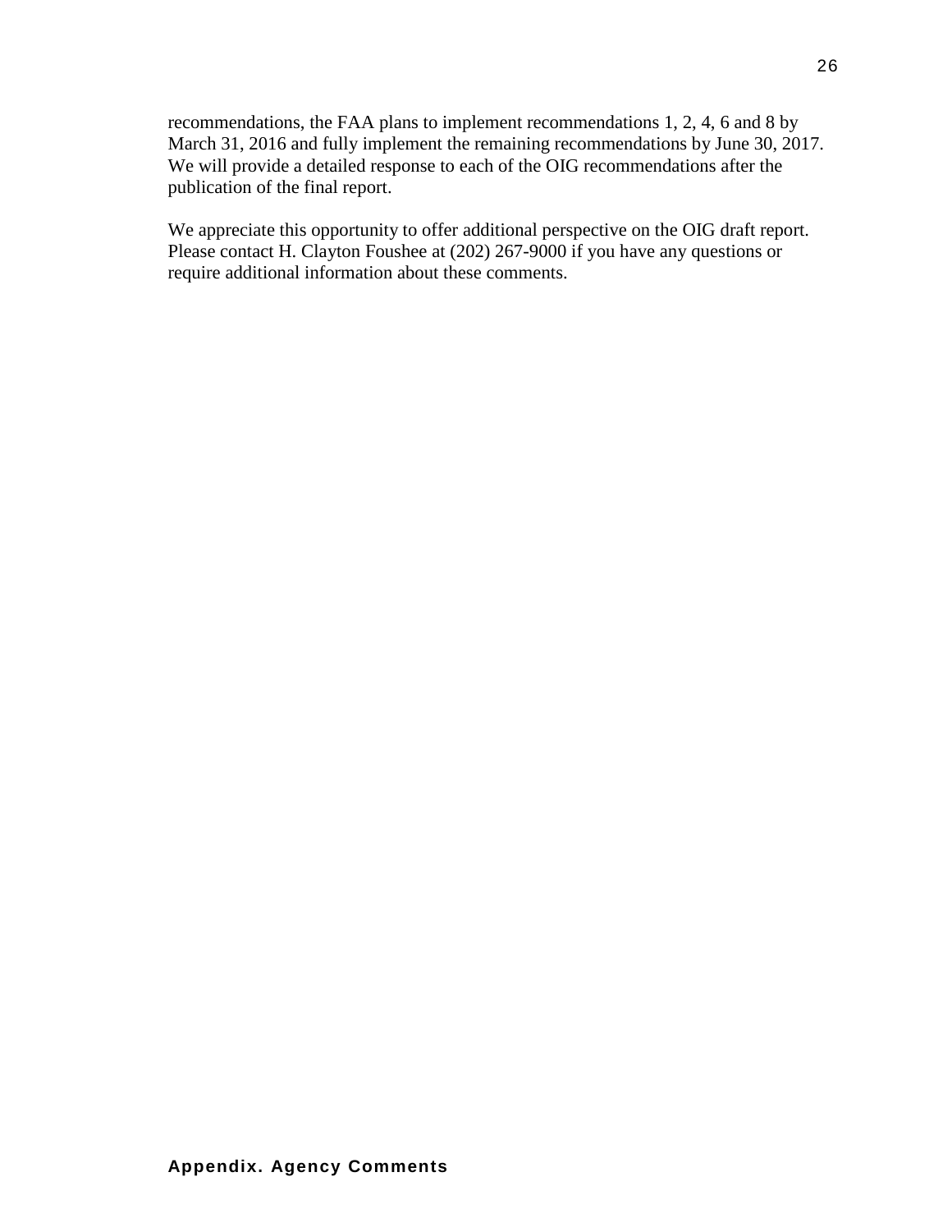recommendations, the FAA plans to implement recommendations 1, 2, 4, 6 and 8 by March 31, 2016 and fully implement the remaining recommendations by June 30, 2017. We will provide a detailed response to each of the OIG recommendations after the publication of the final report.

We appreciate this opportunity to offer additional perspective on the OIG draft report. Please contact H. Clayton Foushee at (202) 267-9000 if you have any questions or require additional information about these comments.